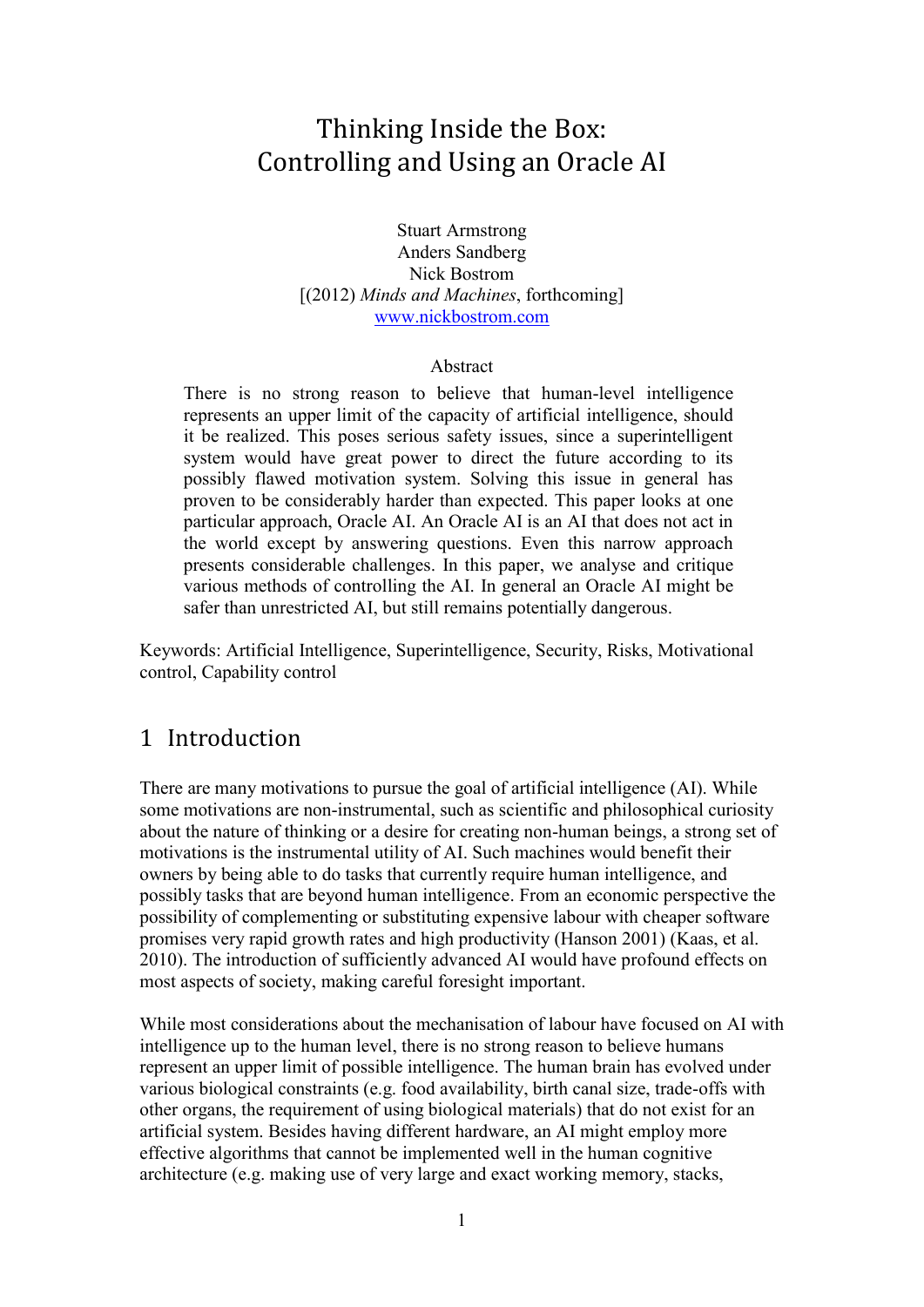# Thinking Inside the Box: Controlling and Using an Oracle AI

Stuart Armstrong
Anders Sandberg
Nick Bostrom
[(2012) *Minds and Machines*, forthcoming]
www.nickbostrom.com

## Abstract

There is no strong reason to believe that human-level intelligence represents an upper limit of the capacity of artificial intelligence, should it be realized. This poses serious safety issues, since a superintelligent system would have great power to direct the future according to its possibly flawed motivation system. Solving this issue in general has proven to be considerably harder than expected. This paper looks at one particular approach, Oracle AI. An Oracle AI is an AI that does not act in the world except by answering questions. Even this narrow approach presents considerable challenges. In this paper, we analyse and critique various methods of controlling the AI. In general an Oracle AI might be safer than unrestricted AI, but still remains potentially dangerous.

Keywords: Artificial Intelligence, Superintelligence, Security, Risks, Motivational control, Capability control

## 1 Introduction

There are many motivations to pursue the goal of artificial intelligence (AI). While some motivations are non-instrumental, such as scientific and philosophical curiosity about the nature of thinking or a desire for creating non-human beings, a strong set of motivations is the instrumental utility of AI. Such machines would benefit their owners by being able to do tasks that currently require human intelligence, and possibly tasks that are beyond human intelligence. From an economic perspective the possibility of complementing or substituting expensive labour with cheaper software promises very rapid growth rates and high productivity (Hanson 2001) (Kaas, et al. 2010). The introduction of sufficiently advanced AI would have profound effects on most aspects of society, making careful foresight important.

While most considerations about the mechanisation of labour have focused on AI with intelligence up to the human level, there is no strong reason to believe humans represent an upper limit of possible intelligence. The human brain has evolved under various biological constraints (e.g. food availability, birth canal size, trade-offs with other organs, the requirement of using biological materials) that do not exist for an artificial system. Besides having different hardware, an AI might employ more effective algorithms that cannot be implemented well in the human cognitive architecture (e.g. making use of very large and exact working memory, stacks,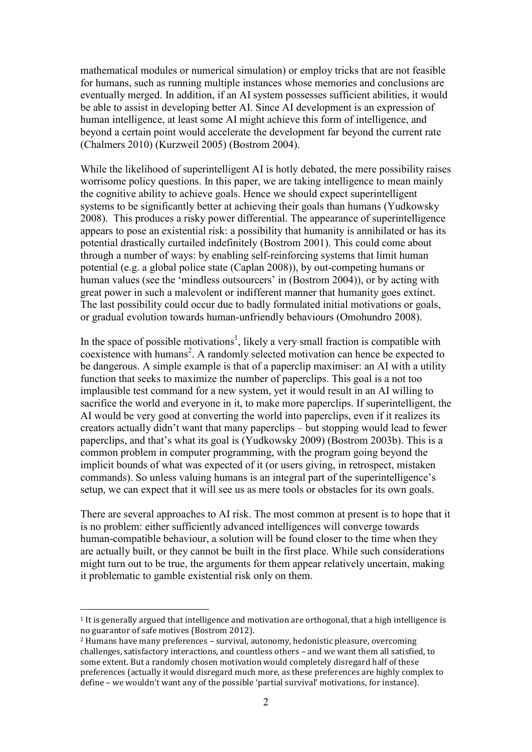mathematical modules or numerical simulation) or employ tricks that are not feasible for humans, such as running multiple instances whose memories and conclusions are eventually merged. In addition, if an AI system possesses sufficient abilities, it would be able to assist in developing better AI. Since AI development is an expression of human intelligence, at least some AI might achieve this form of intelligence, and beyond a certain point would accelerate the development far beyond the current rate (Chalmers 2010) (Kurzweil 2005) (Bostrom 2004).

While the likelihood of superintelligent AI is hotly debated, the mere possibility raises worrisome policy questions. In this paper, we are taking intelligence to mean mainly the cognitive ability to achieve goals. Hence we should expect superintelligent systems to be significantly better at achieving their goals than humans (Yudkowsky 2008). This produces a risky power differential. The appearance of superintelligence appears to pose an existential risk: a possibility that humanity is annihilated or has its potential drastically curtailed indefinitely (Bostrom 2001). This could come about through a number of ways: by enabling self-reinforcing systems that limit human potential (e.g. a global police state (Caplan 2008)), by out-competing humans or human values (see the 'mindless outsourcers' in (Bostrom 2004)), or by acting with great power in such a malevolent or indifferent manner that humanity goes extinct. The last possibility could occur due to badly formulated initial motivations or goals, or gradual evolution towards human-unfriendly behaviours (Omohundro 2008).

In the space of possible motivations[1], likely a very small fraction is compatible with coexistence with humans[2]. A randomly selected motivation can hence be expected to be dangerous. A simple example is that of a paperclip maximiser: an AI with a utility function that seeks to maximize the number of paperclips. This goal is a not too implausible test command for a new system, yet it would result in an AI willing to sacrifice the world and everyone in it, to make more paperclips. If superintelligent, the AI would be very good at converting the world into paperclips, even if it realizes its creators actually didn't want that many paperclips – but stopping would lead to fewer paperclips, and that's what its goal is (Yudkowsky 2009) (Bostrom 2003b). This is a common problem in computer programming, with the program going beyond the implicit bounds of what was expected of it (or users giving, in retrospect, mistaken commands). So unless valuing humans is an integral part of the superintelligence's setup, we can expect that it will see us as mere tools or obstacles for its own goals.

There are several approaches to AI risk. The most common at present is to hope that it is no problem: either sufficiently advanced intelligences will converge towards human-compatible behaviour, a solution will be found closer to the time when they are actually built, or they cannot be built in the first place. While such considerations might turn out to be true, the arguments for them appear relatively uncertain, making it problematic to gamble existential risk only on them.

---

[1] It is generally argued that intelligence and motivation are orthogonal, that a high intelligence is no guarantor of safe motives (Bostrom 2012).

[2] Humans have many preferences – survival, autonomy, hedonistic pleasure, overcoming challenges, satisfactory interactions, and countless others – and we want them all satisfied, to some extent. But a randomly chosen motivation would completely disregard half of these preferences (actually it would disregard much more, as these preferences are highly complex to define – we wouldn't want any of the possible 'partial survival' motivations, for instance).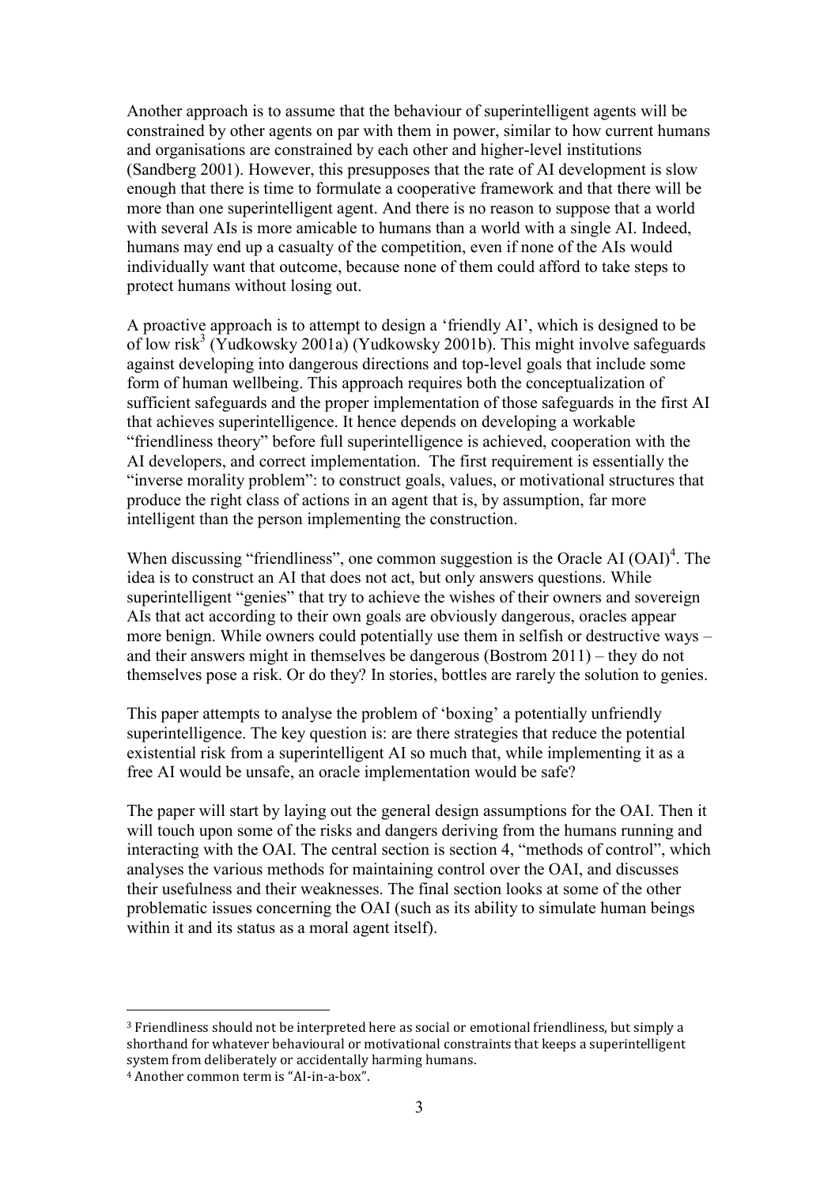Another approach is to assume that the behaviour of superintelligent agents will be constrained by other agents on par with them in power, similar to how current humans and organisations are constrained by each other and higher-level institutions (Sandberg 2001). However, this presupposes that the rate of AI development is slow enough that there is time to formulate a cooperative framework and that there will be more than one superintelligent agent. And there is no reason to suppose that a world with several AIs is more amicable to humans than a world with a single AI. Indeed, humans may end up a casualty of the competition, even if none of the AIs would individually want that outcome, because none of them could afford to take steps to protect humans without losing out.

A proactive approach is to attempt to design a 'friendly AI', which is designed to be of low risk[3] (Yudkowsky 2001a) (Yudkowsky 2001b). This might involve safeguards against developing into dangerous directions and top-level goals that include some form of human wellbeing. This approach requires both the conceptualization of sufficient safeguards and the proper implementation of those safeguards in the first AI that achieves superintelligence. It hence depends on developing a workable "friendliness theory" before full superintelligence is achieved, cooperation with the AI developers, and correct implementation. The first requirement is essentially the "inverse morality problem": to construct goals, values, or motivational structures that produce the right class of actions in an agent that is, by assumption, far more intelligent than the person implementing the construction.

When discussing "friendliness", one common suggestion is the Oracle AI (OAI)[4]. The idea is to construct an AI that does not act, but only answers questions. While superintelligent "genies" that try to achieve the wishes of their owners and sovereign AIs that act according to their own goals are obviously dangerous, oracles appear more benign. While owners could potentially use them in selfish or destructive ways – and their answers might in themselves be dangerous (Bostrom 2011) – they do not themselves pose a risk. Or do they? In stories, bottles are rarely the solution to genies.

This paper attempts to analyse the problem of 'boxing' a potentially unfriendly superintelligence. The key question is: are there strategies that reduce the potential existential risk from a superintelligent AI so much that, while implementing it as a free AI would be unsafe, an oracle implementation would be safe?

The paper will start by laying out the general design assumptions for the OAI. Then it will touch upon some of the risks and dangers deriving from the humans running and interacting with the OAI. The central section is section 4, "methods of control", which analyses the various methods for maintaining control over the OAI, and discusses their usefulness and their weaknesses. The final section looks at some of the other problematic issues concerning the OAI (such as its ability to simulate human beings within it and its status as a moral agent itself).

---

[3] Friendliness should not be interpreted here as social or emotional friendliness, but simply a shorthand for whatever behavioural or motivational constraints that keeps a superintelligent system from deliberately or accidentally harming humans.

[4] Another common term is "AI-in-a-box".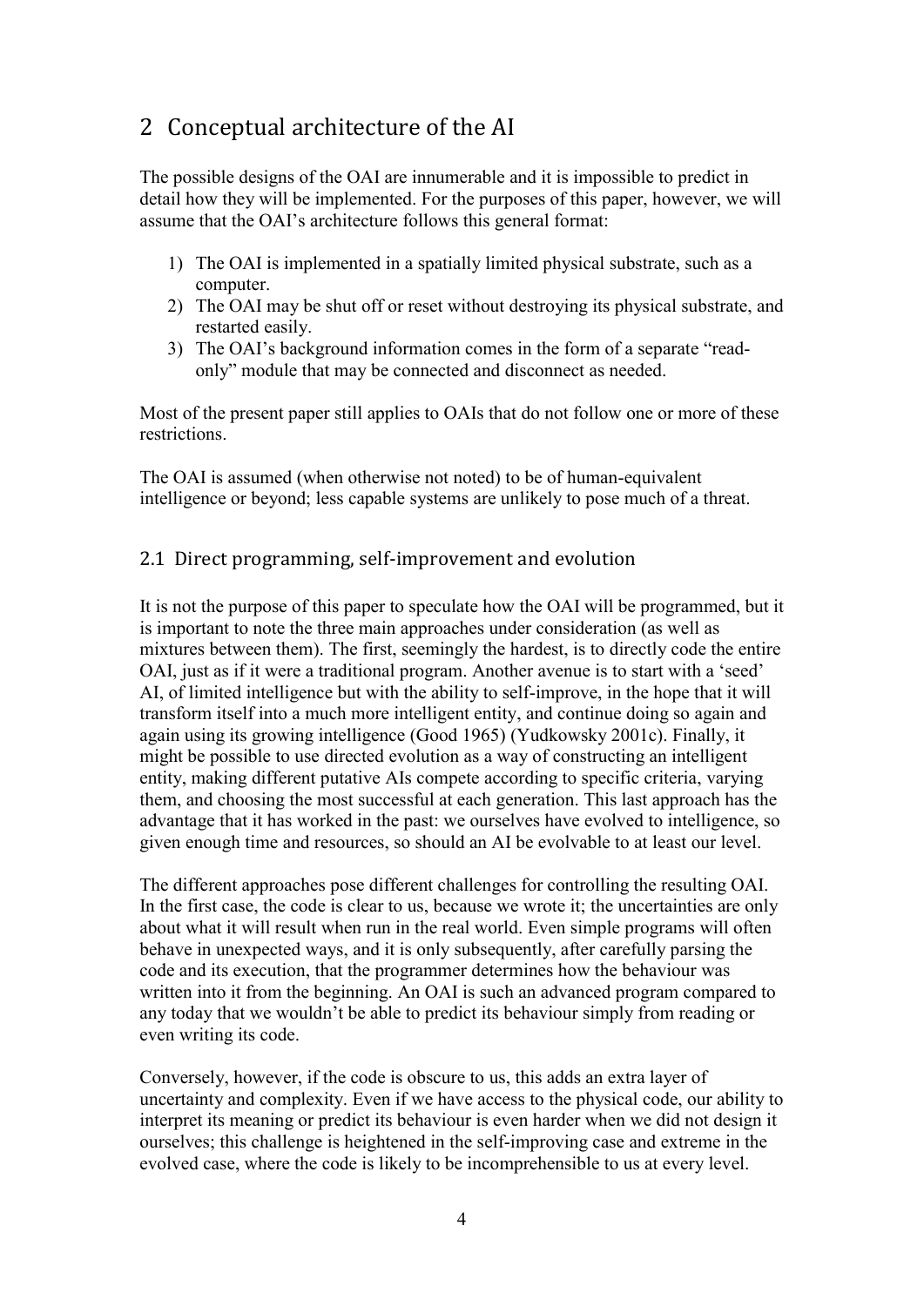## 2 Conceptual architecture of the AI

The possible designs of the OAI are innumerable and it is impossible to predict in detail how they will be implemented. For the purposes of this paper, however, we will assume that the OAI's architecture follows this general format:

1) The OAI is implemented in a spatially limited physical substrate, such as a computer.
2) The OAI may be shut off or reset without destroying its physical substrate, and restarted easily.
3) The OAI's background information comes in the form of a separate "read-only" module that may be connected and disconnect as needed.

Most of the present paper still applies to OAIs that do not follow one or more of these restrictions.

The OAI is assumed (when otherwise not noted) to be of human-equivalent intelligence or beyond; less capable systems are unlikely to pose much of a threat.

### 2.1 Direct programming, self-improvement and evolution

It is not the purpose of this paper to speculate how the OAI will be programmed, but it is important to note the three main approaches under consideration (as well as mixtures between them). The first, seemingly the hardest, is to directly code the entire OAI, just as if it were a traditional program. Another avenue is to start with a 'seed' AI, of limited intelligence but with the ability to self-improve, in the hope that it will transform itself into a much more intelligent entity, and continue doing so again and again using its growing intelligence (Good 1965) (Yudkowsky 2001c). Finally, it might be possible to use directed evolution as a way of constructing an intelligent entity, making different putative AIs compete according to specific criteria, varying them, and choosing the most successful at each generation. This last approach has the advantage that it has worked in the past: we ourselves have evolved to intelligence, so given enough time and resources, so should an AI be evolvable to at least our level.

The different approaches pose different challenges for controlling the resulting OAI. In the first case, the code is clear to us, because we wrote it; the uncertainties are only about what it will result when run in the real world. Even simple programs will often behave in unexpected ways, and it is only subsequently, after carefully parsing the code and its execution, that the programmer determines how the behaviour was written into it from the beginning. An OAI is such an advanced program compared to any today that we wouldn't be able to predict its behaviour simply from reading or even writing its code.

Conversely, however, if the code is obscure to us, this adds an extra layer of uncertainty and complexity. Even if we have access to the physical code, our ability to interpret its meaning or predict its behaviour is even harder when we did not design it ourselves; this challenge is heightened in the self-improving case and extreme in the evolved case, where the code is likely to be incomprehensible to us at every level.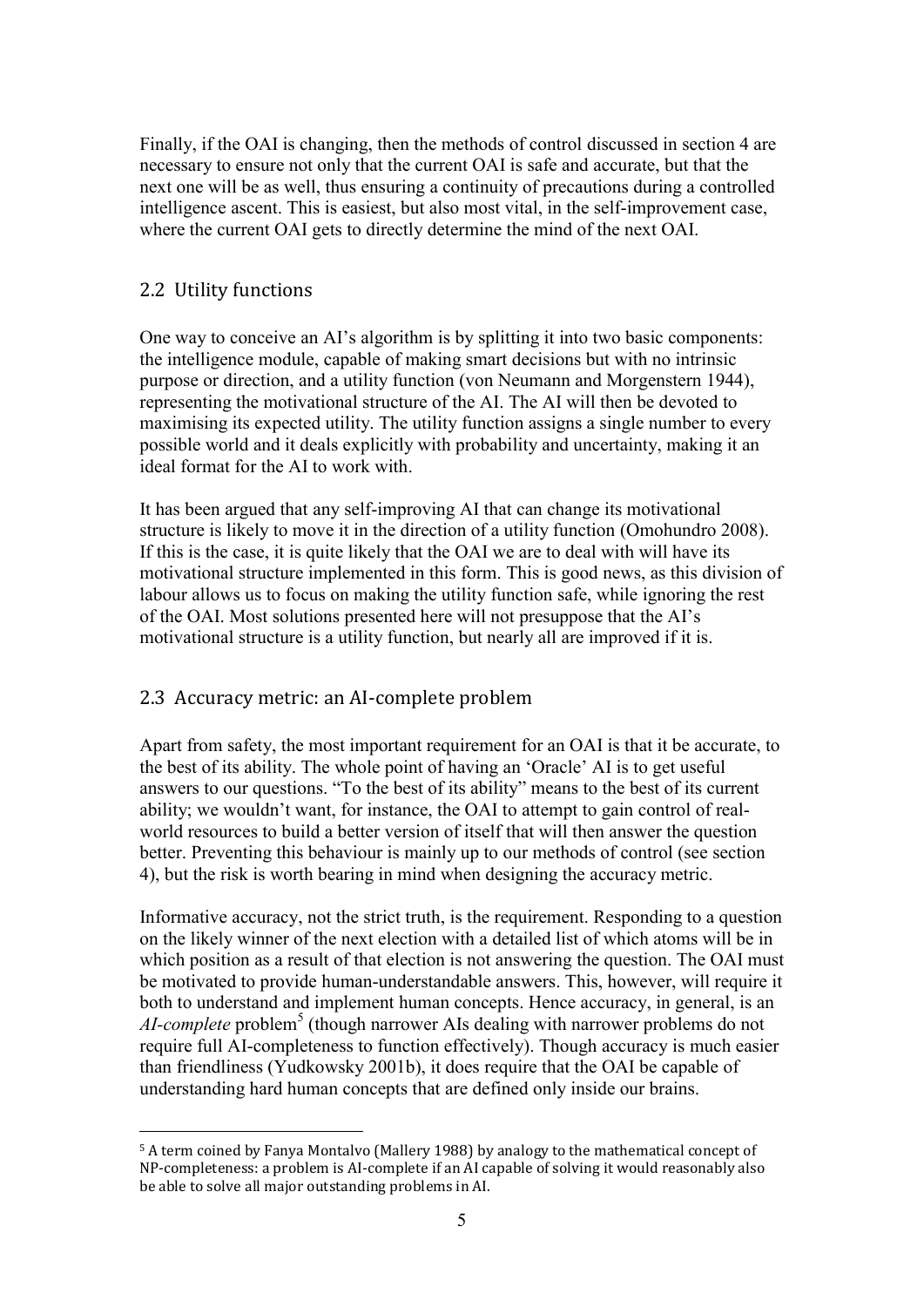Finally, if the OAI is changing, then the methods of control discussed in section 4 are necessary to ensure not only that the current OAI is safe and accurate, but that the next one will be as well, thus ensuring a continuity of precautions during a controlled intelligence ascent. This is easiest, but also most vital, in the self-improvement case, where the current OAI gets to directly determine the mind of the next OAI.

## 2.2 Utility functions

One way to conceive an AI's algorithm is by splitting it into two basic components: the intelligence module, capable of making smart decisions but with no intrinsic purpose or direction, and a utility function (von Neumann and Morgenstern 1944), representing the motivational structure of the AI. The AI will then be devoted to maximising its expected utility. The utility function assigns a single number to every possible world and it deals explicitly with probability and uncertainty, making it an ideal format for the AI to work with.

It has been argued that any self-improving AI that can change its motivational structure is likely to move it in the direction of a utility function (Omohundro 2008). If this is the case, it is quite likely that the OAI we are to deal with will have its motivational structure implemented in this form. This is good news, as this division of labour allows us to focus on making the utility function safe, while ignoring the rest of the OAI. Most solutions presented here will not presuppose that the AI's motivational structure is a utility function, but nearly all are improved if it is.

## 2.3 Accuracy metric: an AI-complete problem

Apart from safety, the most important requirement for an OAI is that it be accurate, to the best of its ability. The whole point of having an 'Oracle' AI is to get useful answers to our questions. "To the best of its ability" means to the best of its current ability; we wouldn't want, for instance, the OAI to attempt to gain control of real-world resources to build a better version of itself that will then answer the question better. Preventing this behaviour is mainly up to our methods of control (see section 4), but the risk is worth bearing in mind when designing the accuracy metric.

Informative accuracy, not the strict truth, is the requirement. Responding to a question on the likely winner of the next election with a detailed list of which atoms will be in which position as a result of that election is not answering the question. The OAI must be motivated to provide human-understandable answers. This, however, will require it both to understand and implement human concepts. Hence accuracy, in general, is an *AI-complete* problem[5] (though narrower AIs dealing with narrower problems do not require full AI-completeness to function effectively). Though accuracy is much easier than friendliness (Yudkowsky 2001b), it does require that the OAI be capable of understanding hard human concepts that are defined only inside our brains.

---

[5] A term coined by Fanya Montalvo (Mallery 1988) by analogy to the mathematical concept of NP-completeness: a problem is AI-complete if an AI capable of solving it would reasonably also be able to solve all major outstanding problems in AI.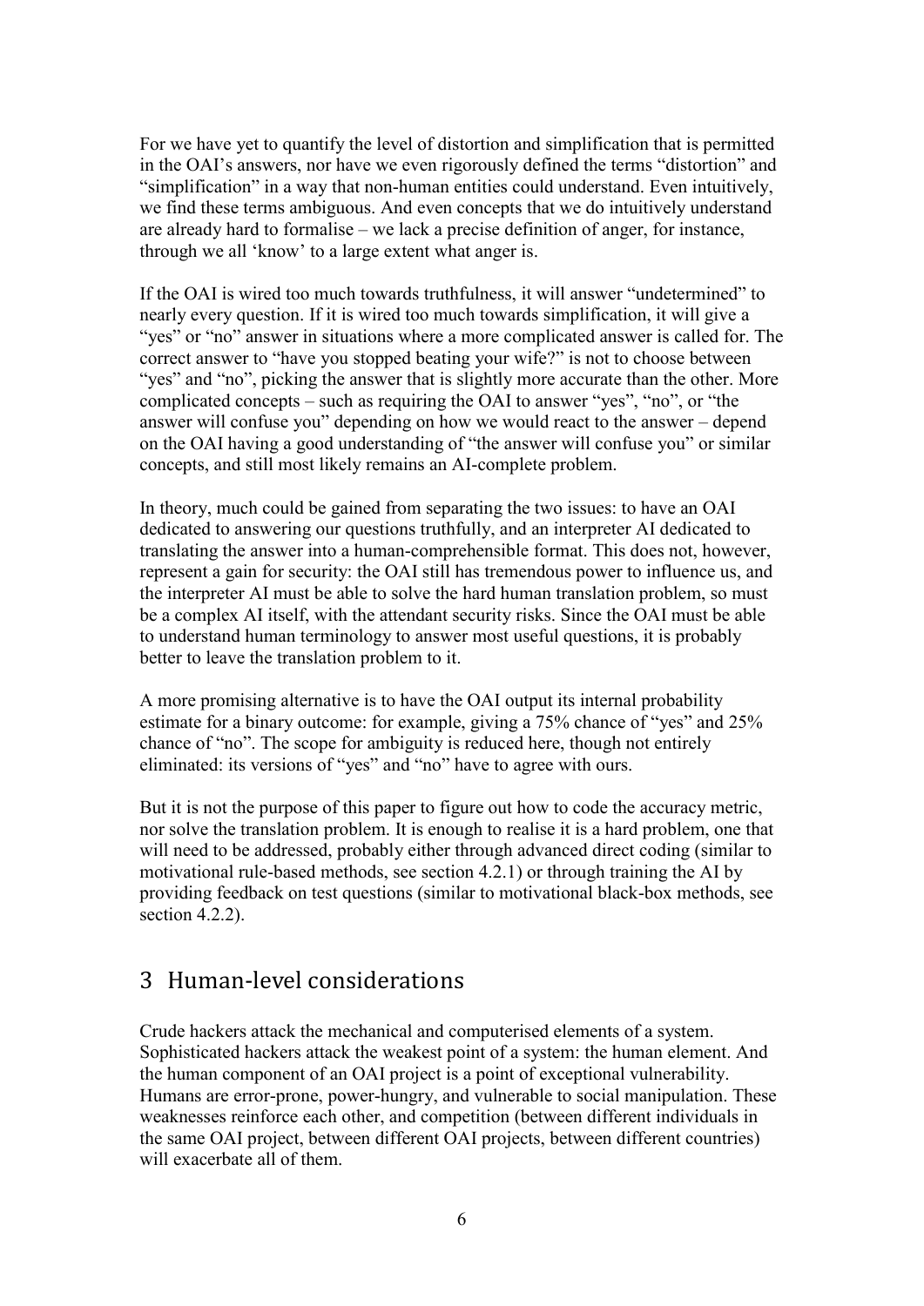For we have yet to quantify the level of distortion and simplification that is permitted in the OAI's answers, nor have we even rigorously defined the terms "distortion" and "simplification" in a way that non-human entities could understand. Even intuitively, we find these terms ambiguous. And even concepts that we do intuitively understand are already hard to formalise – we lack a precise definition of anger, for instance, through we all 'know' to a large extent what anger is.

If the OAI is wired too much towards truthfulness, it will answer "undetermined" to nearly every question. If it is wired too much towards simplification, it will give a "yes" or "no" answer in situations where a more complicated answer is called for. The correct answer to "have you stopped beating your wife?" is not to choose between "yes" and "no", picking the answer that is slightly more accurate than the other. More complicated concepts – such as requiring the OAI to answer "yes", "no", or "the answer will confuse you" depending on how we would react to the answer – depend on the OAI having a good understanding of "the answer will confuse you" or similar concepts, and still most likely remains an AI-complete problem.

In theory, much could be gained from separating the two issues: to have an OAI dedicated to answering our questions truthfully, and an interpreter AI dedicated to translating the answer into a human-comprehensible format. This does not, however, represent a gain for security: the OAI still has tremendous power to influence us, and the interpreter AI must be able to solve the hard human translation problem, so must be a complex AI itself, with the attendant security risks. Since the OAI must be able to understand human terminology to answer most useful questions, it is probably better to leave the translation problem to it.

A more promising alternative is to have the OAI output its internal probability estimate for a binary outcome: for example, giving a 75% chance of "yes" and 25% chance of "no". The scope for ambiguity is reduced here, though not entirely eliminated: its versions of "yes" and "no" have to agree with ours.

But it is not the purpose of this paper to figure out how to code the accuracy metric, nor solve the translation problem. It is enough to realise it is a hard problem, one that will need to be addressed, probably either through advanced direct coding (similar to motivational rule-based methods, see section 4.2.1) or through training the AI by providing feedback on test questions (similar to motivational black-box methods, see section 4.2.2).

# 3 Human-level considerations

Crude hackers attack the mechanical and computerised elements of a system. Sophisticated hackers attack the weakest point of a system: the human element. And the human component of an OAI project is a point of exceptional vulnerability. Humans are error-prone, power-hungry, and vulnerable to social manipulation. These weaknesses reinforce each other, and competition (between different individuals in the same OAI project, between different OAI projects, between different countries) will exacerbate all of them.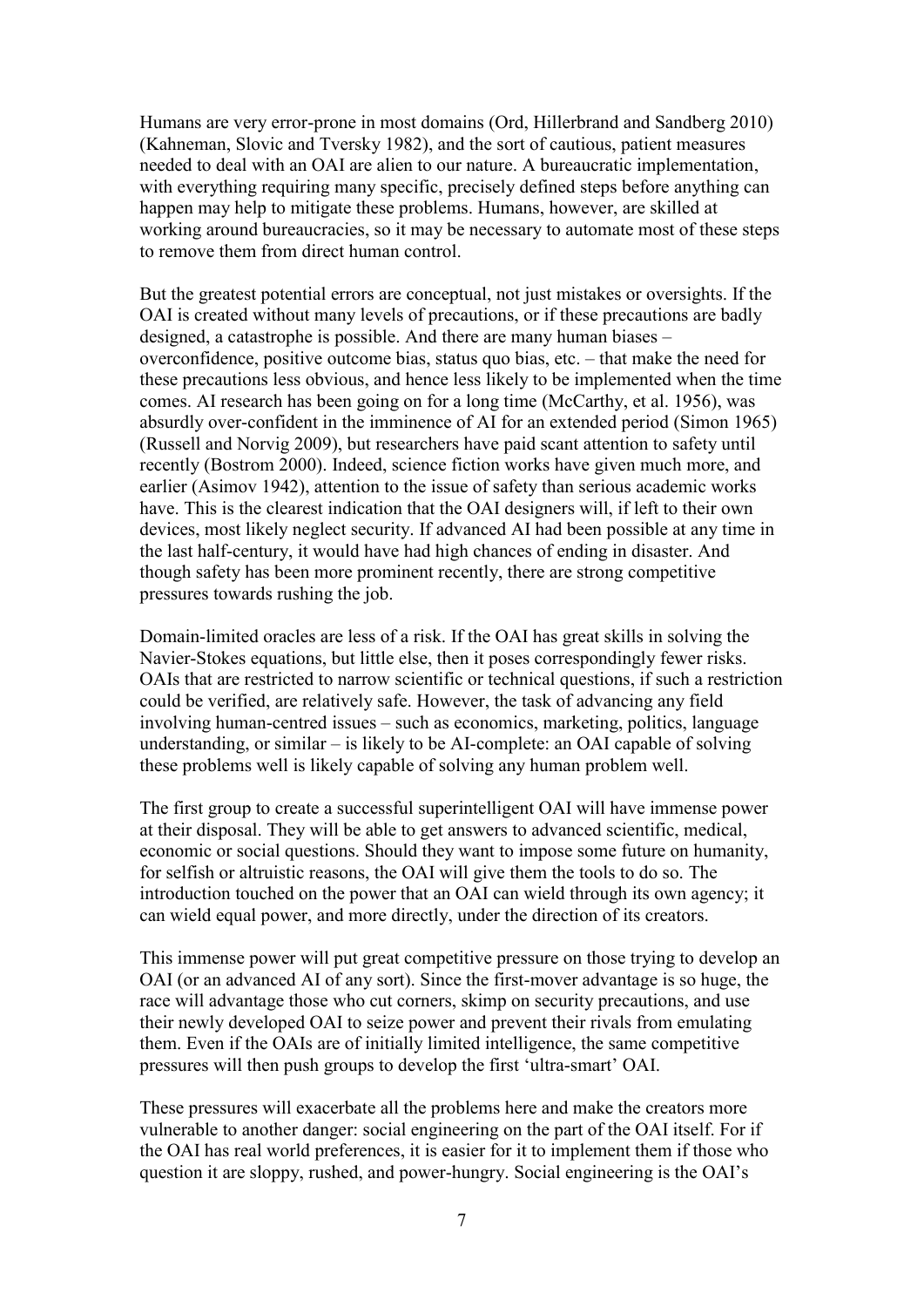Humans are very error-prone in most domains (Ord, Hillerbrand and Sandberg 2010) (Kahneman, Slovic and Tversky 1982), and the sort of cautious, patient measures needed to deal with an OAI are alien to our nature. A bureaucratic implementation, with everything requiring many specific, precisely defined steps before anything can happen may help to mitigate these problems. Humans, however, are skilled at working around bureaucracies, so it may be necessary to automate most of these steps to remove them from direct human control.

But the greatest potential errors are conceptual, not just mistakes or oversights. If the OAI is created without many levels of precautions, or if these precautions are badly designed, a catastrophe is possible. And there are many human biases – overconfidence, positive outcome bias, status quo bias, etc. – that make the need for these precautions less obvious, and hence less likely to be implemented when the time comes. AI research has been going on for a long time (McCarthy, et al. 1956), was absurdly over-confident in the imminence of AI for an extended period (Simon 1965) (Russell and Norvig 2009), but researchers have paid scant attention to safety until recently (Bostrom 2000). Indeed, science fiction works have given much more, and earlier (Asimov 1942), attention to the issue of safety than serious academic works have. This is the clearest indication that the OAI designers will, if left to their own devices, most likely neglect security. If advanced AI had been possible at any time in the last half-century, it would have had high chances of ending in disaster. And though safety has been more prominent recently, there are strong competitive pressures towards rushing the job.

Domain-limited oracles are less of a risk. If the OAI has great skills in solving the Navier-Stokes equations, but little else, then it poses correspondingly fewer risks. OAIs that are restricted to narrow scientific or technical questions, if such a restriction could be verified, are relatively safe. However, the task of advancing any field involving human-centred issues – such as economics, marketing, politics, language understanding, or similar – is likely to be AI-complete: an OAI capable of solving these problems well is likely capable of solving any human problem well.

The first group to create a successful superintelligent OAI will have immense power at their disposal. They will be able to get answers to advanced scientific, medical, economic or social questions. Should they want to impose some future on humanity, for selfish or altruistic reasons, the OAI will give them the tools to do so. The introduction touched on the power that an OAI can wield through its own agency; it can wield equal power, and more directly, under the direction of its creators.

This immense power will put great competitive pressure on those trying to develop an OAI (or an advanced AI of any sort). Since the first-mover advantage is so huge, the race will advantage those who cut corners, skimp on security precautions, and use their newly developed OAI to seize power and prevent their rivals from emulating them. Even if the OAIs are of initially limited intelligence, the same competitive pressures will then push groups to develop the first 'ultra-smart' OAI.

These pressures will exacerbate all the problems here and make the creators more vulnerable to another danger: social engineering on the part of the OAI itself. For if the OAI has real world preferences, it is easier for it to implement them if those who question it are sloppy, rushed, and power-hungry. Social engineering is the OAI's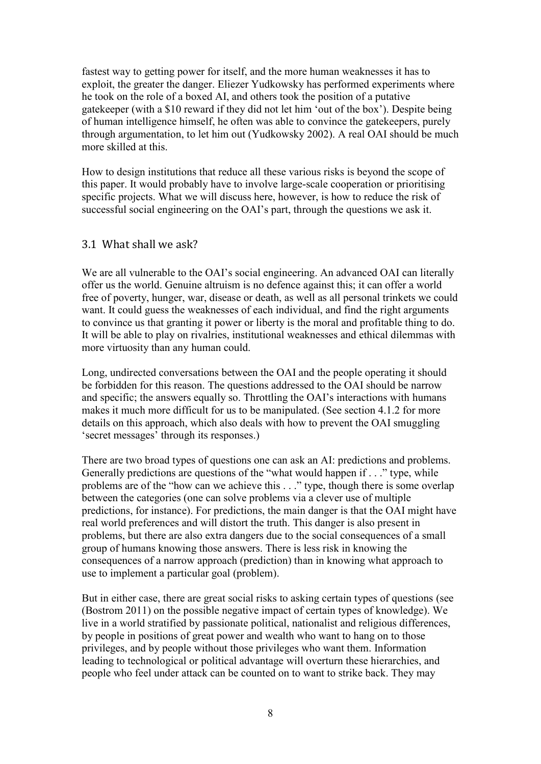fastest way to getting power for itself, and the more human weaknesses it has to exploit, the greater the danger. Eliezer Yudkowsky has performed experiments where he took on the role of a boxed AI, and others took the position of a putative gatekeeper (with a $10 reward if they did not let him 'out of the box'). Despite being of human intelligence himself, he often was able to convince the gatekeepers, purely through argumentation, to let him out (Yudkowsky 2002). A real OAI should be much more skilled at this.

How to design institutions that reduce all these various risks is beyond the scope of this paper. It would probably have to involve large-scale cooperation or prioritising specific projects. What we will discuss here, however, is how to reduce the risk of successful social engineering on the OAI's part, through the questions we ask it.

## 3.1 What shall we ask?

We are all vulnerable to the OAI's social engineering. An advanced OAI can literally offer us the world. Genuine altruism is no defence against this; it can offer a world free of poverty, hunger, war, disease or death, as well as all personal trinkets we could want. It could guess the weaknesses of each individual, and find the right arguments to convince us that granting it power or liberty is the moral and profitable thing to do. It will be able to play on rivalries, institutional weaknesses and ethical dilemmas with more virtuosity than any human could.

Long, undirected conversations between the OAI and the people operating it should be forbidden for this reason. The questions addressed to the OAI should be narrow and specific; the answers equally so. Throttling the OAI's interactions with humans makes it much more difficult for us to be manipulated. (See section 4.1.2 for more details on this approach, which also deals with how to prevent the OAI smuggling 'secret messages' through its responses.)

There are two broad types of questions one can ask an AI: predictions and problems. Generally predictions are questions of the "what would happen if . . ." type, while problems are of the "how can we achieve this . . ." type, though there is some overlap between the categories (one can solve problems via a clever use of multiple predictions, for instance). For predictions, the main danger is that the OAI might have real world preferences and will distort the truth. This danger is also present in problems, but there are also extra dangers due to the social consequences of a small group of humans knowing those answers. There is less risk in knowing the consequences of a narrow approach (prediction) than in knowing what approach to use to implement a particular goal (problem).

But in either case, there are great social risks to asking certain types of questions (see (Bostrom 2011) on the possible negative impact of certain types of knowledge). We live in a world stratified by passionate political, nationalist and religious differences, by people in positions of great power and wealth who want to hang on to those privileges, and by people without those privileges who want them. Information leading to technological or political advantage will overturn these hierarchies, and people who feel under attack can be counted on to want to strike back. They may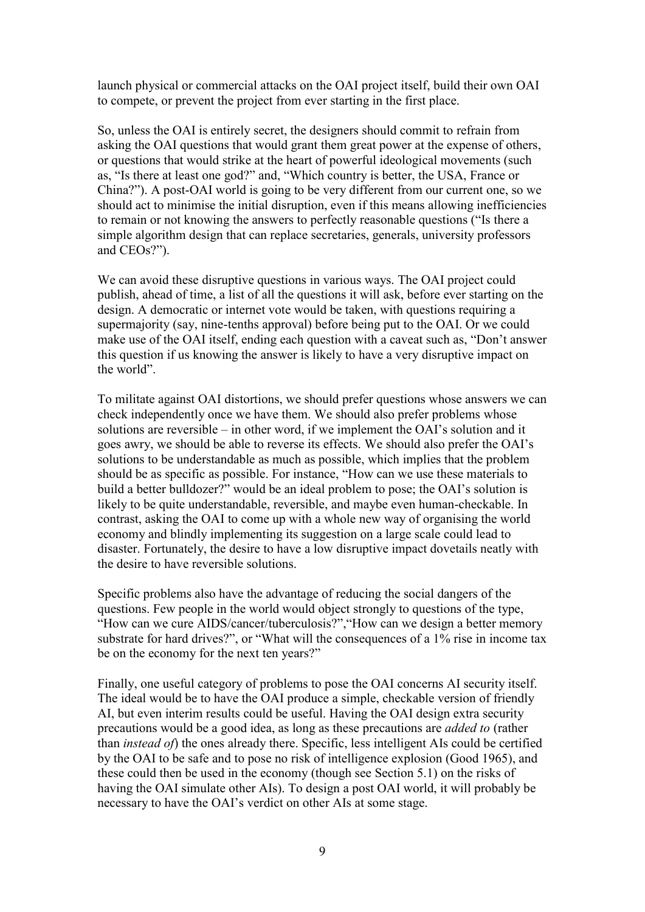launch physical or commercial attacks on the OAI project itself, build their own OAI to compete, or prevent the project from ever starting in the first place.

So, unless the OAI is entirely secret, the designers should commit to refrain from asking the OAI questions that would grant them great power at the expense of others, or questions that would strike at the heart of powerful ideological movements (such as, "Is there at least one god?" and, "Which country is better, the USA, France or China?"). A post-OAI world is going to be very different from our current one, so we should act to minimise the initial disruption, even if this means allowing inefficiencies to remain or not knowing the answers to perfectly reasonable questions ("Is there a simple algorithm design that can replace secretaries, generals, university professors and CEOs?").

We can avoid these disruptive questions in various ways. The OAI project could publish, ahead of time, a list of all the questions it will ask, before ever starting on the design. A democratic or internet vote would be taken, with questions requiring a supermajority (say, nine-tenths approval) before being put to the OAI. Or we could make use of the OAI itself, ending each question with a caveat such as, "Don't answer this question if us knowing the answer is likely to have a very disruptive impact on the world".

To militate against OAI distortions, we should prefer questions whose answers we can check independently once we have them. We should also prefer problems whose solutions are reversible – in other word, if we implement the OAI's solution and it goes awry, we should be able to reverse its effects. We should also prefer the OAI's solutions to be understandable as much as possible, which implies that the problem should be as specific as possible. For instance, "How can we use these materials to build a better bulldozer?" would be an ideal problem to pose; the OAI's solution is likely to be quite understandable, reversible, and maybe even human-checkable. In contrast, asking the OAI to come up with a whole new way of organising the world economy and blindly implementing its suggestion on a large scale could lead to disaster. Fortunately, the desire to have a low disruptive impact dovetails neatly with the desire to have reversible solutions.

Specific problems also have the advantage of reducing the social dangers of the questions. Few people in the world would object strongly to questions of the type, "How can we cure AIDS/cancer/tuberculosis?","How can we design a better memory substrate for hard drives?", or "What will the consequences of a 1% rise in income tax be on the economy for the next ten years?"

Finally, one useful category of problems to pose the OAI concerns AI security itself. The ideal would be to have the OAI produce a simple, checkable version of friendly AI, but even interim results could be useful. Having the OAI design extra security precautions would be a good idea, as long as these precautions are *added to* (rather than *instead of*) the ones already there. Specific, less intelligent AIs could be certified by the OAI to be safe and to pose no risk of intelligence explosion (Good 1965), and these could then be used in the economy (though see Section 5.1) on the risks of having the OAI simulate other AIs). To design a post OAI world, it will probably be necessary to have the OAI's verdict on other AIs at some stage.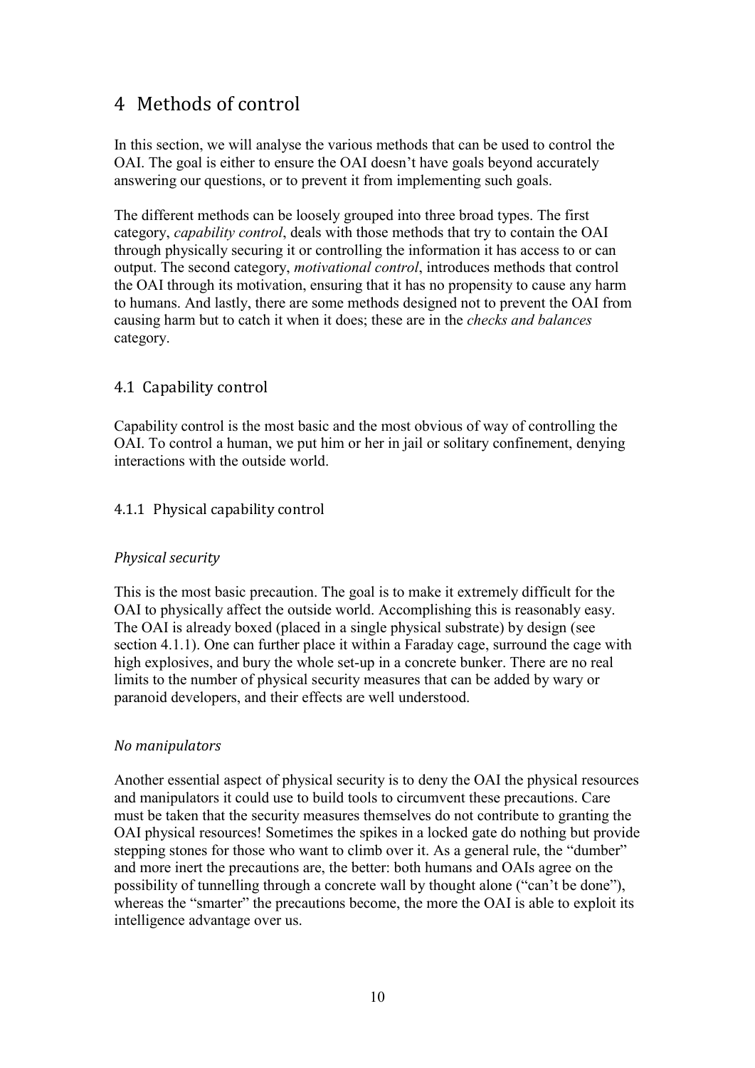# 4 Methods of control

In this section, we will analyse the various methods that can be used to control the OAI. The goal is either to ensure the OAI doesn't have goals beyond accurately answering our questions, or to prevent it from implementing such goals.

The different methods can be loosely grouped into three broad types. The first category, *capability control*, deals with those methods that try to contain the OAI through physically securing it or controlling the information it has access to or can output. The second category, *motivational control*, introduces methods that control the OAI through its motivation, ensuring that it has no propensity to cause any harm to humans. And lastly, there are some methods designed not to prevent the OAI from causing harm but to catch it when it does; these are in the *checks and balances* category.

## 4.1 Capability control

Capability control is the most basic and the most obvious of way of controlling the OAI. To control a human, we put him or her in jail or solitary confinement, denying interactions with the outside world.

### 4.1.1 Physical capability control

*Physical security*

This is the most basic precaution. The goal is to make it extremely difficult for the OAI to physically affect the outside world. Accomplishing this is reasonably easy. The OAI is already boxed (placed in a single physical substrate) by design (see section 4.1.1). One can further place it within a Faraday cage, surround the cage with high explosives, and bury the whole set-up in a concrete bunker. There are no real limits to the number of physical security measures that can be added by wary or paranoid developers, and their effects are well understood.

*No manipulators*

Another essential aspect of physical security is to deny the OAI the physical resources and manipulators it could use to build tools to circumvent these precautions. Care must be taken that the security measures themselves do not contribute to granting the OAI physical resources! Sometimes the spikes in a locked gate do nothing but provide stepping stones for those who want to climb over it. As a general rule, the "dumber" and more inert the precautions are, the better: both humans and OAIs agree on the possibility of tunnelling through a concrete wall by thought alone ("can't be done"), whereas the "smarter" the precautions become, the more the OAI is able to exploit its intelligence advantage over us.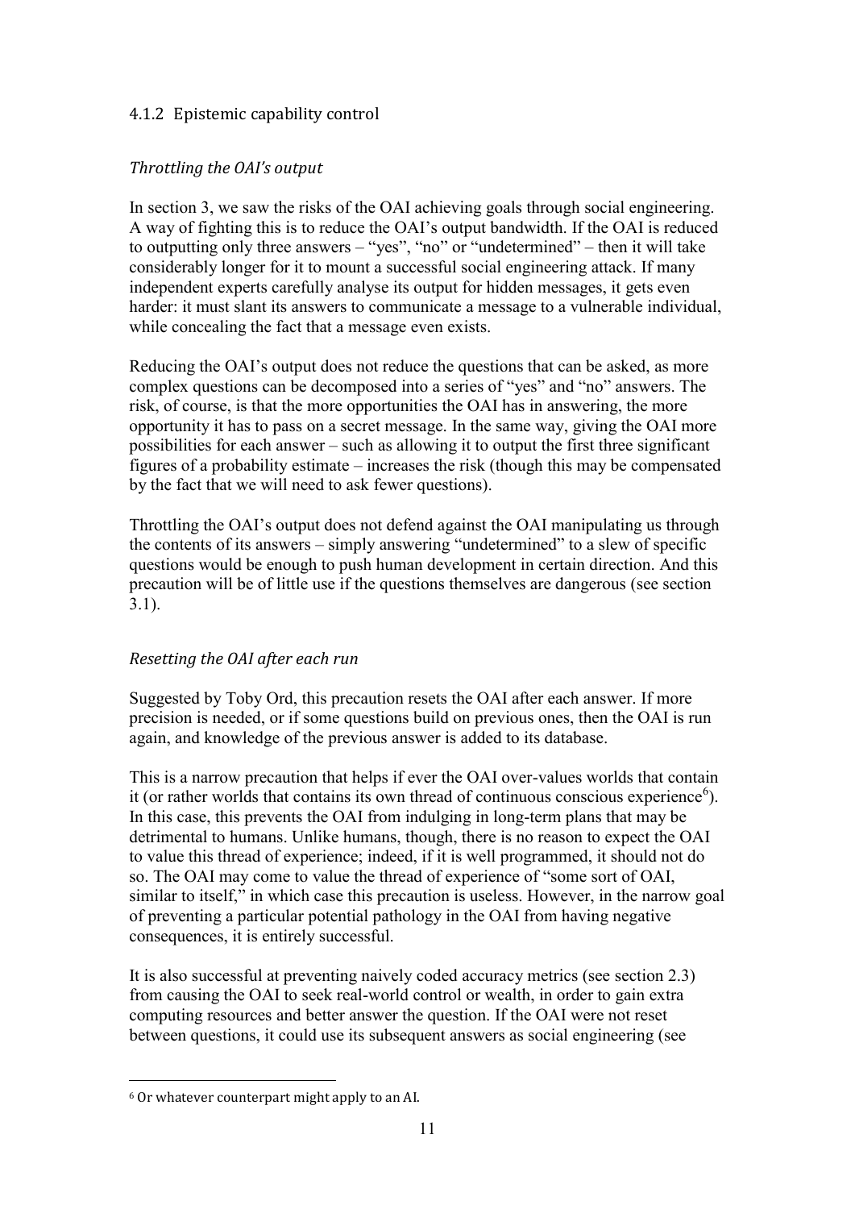### 4.1.2 Epistemic capability control

#### *Throttling the OAI's output*

In section 3, we saw the risks of the OAI achieving goals through social engineering. A way of fighting this is to reduce the OAI's output bandwidth. If the OAI is reduced to outputting only three answers – "yes", "no" or "undetermined" – then it will take considerably longer for it to mount a successful social engineering attack. If many independent experts carefully analyse its output for hidden messages, it gets even harder: it must slant its answers to communicate a message to a vulnerable individual, while concealing the fact that a message even exists.

Reducing the OAI's output does not reduce the questions that can be asked, as more complex questions can be decomposed into a series of "yes" and "no" answers. The risk, of course, is that the more opportunities the OAI has in answering, the more opportunity it has to pass on a secret message. In the same way, giving the OAI more possibilities for each answer – such as allowing it to output the first three significant figures of a probability estimate – increases the risk (though this may be compensated by the fact that we will need to ask fewer questions).

Throttling the OAI's output does not defend against the OAI manipulating us through the contents of its answers – simply answering "undetermined" to a slew of specific questions would be enough to push human development in certain direction. And this precaution will be of little use if the questions themselves are dangerous (see section 3.1).

#### *Resetting the OAI after each run*

Suggested by Toby Ord, this precaution resets the OAI after each answer. If more precision is needed, or if some questions build on previous ones, then the OAI is run again, and knowledge of the previous answer is added to its database.

This is a narrow precaution that helps if ever the OAI over-values worlds that contain it (or rather worlds that contains its own thread of continuous conscious experience[6]). In this case, this prevents the OAI from indulging in long-term plans that may be detrimental to humans. Unlike humans, though, there is no reason to expect the OAI to value this thread of experience; indeed, if it is well programmed, it should not do so. The OAI may come to value the thread of experience of "some sort of OAI, similar to itself," in which case this precaution is useless. However, in the narrow goal of preventing a particular potential pathology in the OAI from having negative consequences, it is entirely successful.

It is also successful at preventing naively coded accuracy metrics (see section 2.3) from causing the OAI to seek real-world control or wealth, in order to gain extra computing resources and better answer the question. If the OAI were not reset between questions, it could use its subsequent answers as social engineering (see

[6] Or whatever counterpart might apply to an AI.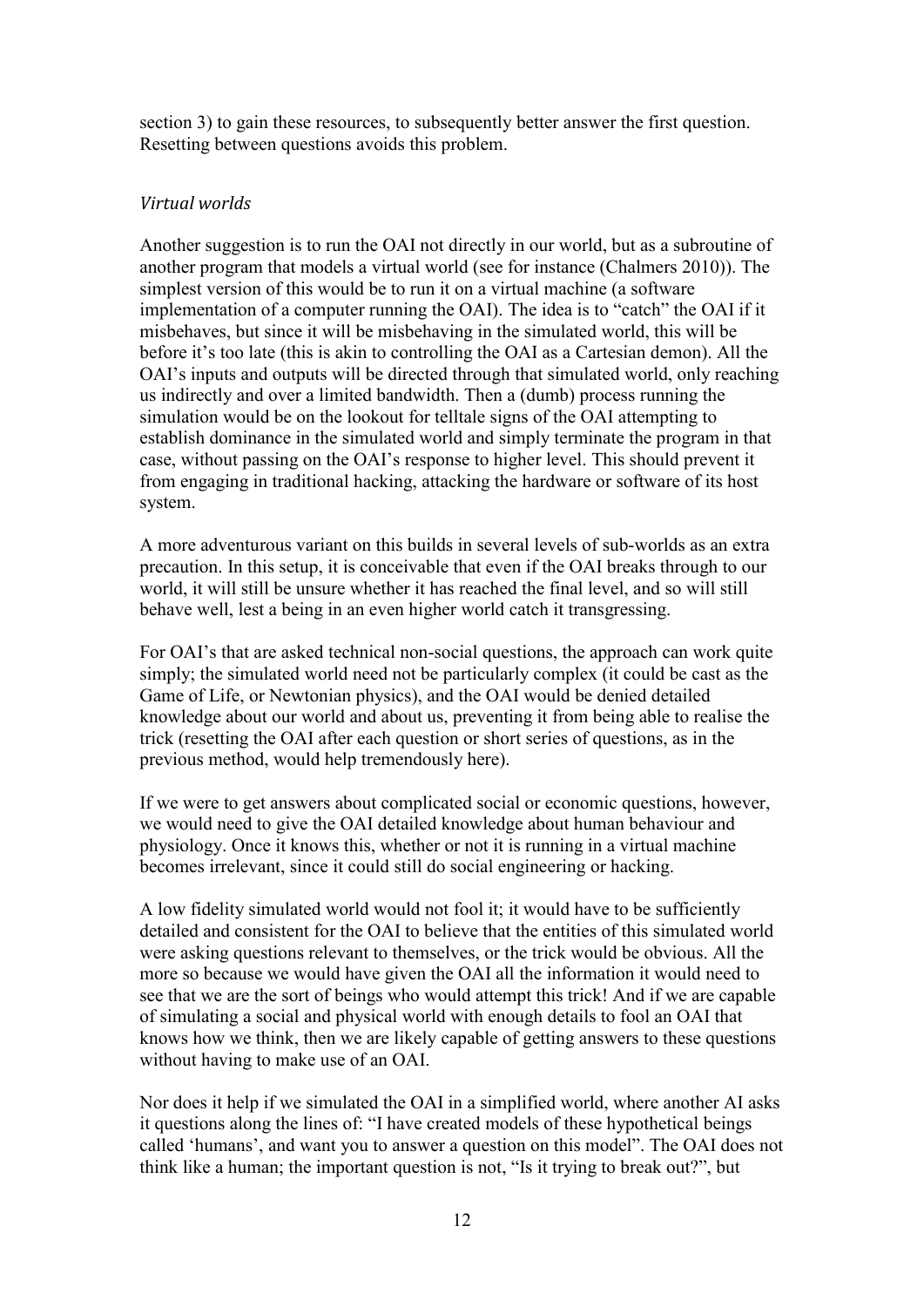section 3) to gain these resources, to subsequently better answer the first question. Resetting between questions avoids this problem.

### *Virtual worlds*

Another suggestion is to run the OAI not directly in our world, but as a subroutine of another program that models a virtual world (see for instance (Chalmers 2010)). The simplest version of this would be to run it on a virtual machine (a software implementation of a computer running the OAI). The idea is to "catch" the OAI if it misbehaves, but since it will be misbehaving in the simulated world, this will be before it's too late (this is akin to controlling the OAI as a Cartesian demon). All the OAI's inputs and outputs will be directed through that simulated world, only reaching us indirectly and over a limited bandwidth. Then a (dumb) process running the simulation would be on the lookout for telltale signs of the OAI attempting to establish dominance in the simulated world and simply terminate the program in that case, without passing on the OAI's response to higher level. This should prevent it from engaging in traditional hacking, attacking the hardware or software of its host system.

A more adventurous variant on this builds in several levels of sub-worlds as an extra precaution. In this setup, it is conceivable that even if the OAI breaks through to our world, it will still be unsure whether it has reached the final level, and so will still behave well, lest a being in an even higher world catch it transgressing.

For OAI's that are asked technical non-social questions, the approach can work quite simply; the simulated world need not be particularly complex (it could be cast as the Game of Life, or Newtonian physics), and the OAI would be denied detailed knowledge about our world and about us, preventing it from being able to realise the trick (resetting the OAI after each question or short series of questions, as in the previous method, would help tremendously here).

If we were to get answers about complicated social or economic questions, however, we would need to give the OAI detailed knowledge about human behaviour and physiology. Once it knows this, whether or not it is running in a virtual machine becomes irrelevant, since it could still do social engineering or hacking.

A low fidelity simulated world would not fool it; it would have to be sufficiently detailed and consistent for the OAI to believe that the entities of this simulated world were asking questions relevant to themselves, or the trick would be obvious. All the more so because we would have given the OAI all the information it would need to see that we are the sort of beings who would attempt this trick! And if we are capable of simulating a social and physical world with enough details to fool an OAI that knows how we think, then we are likely capable of getting answers to these questions without having to make use of an OAI.

Nor does it help if we simulated the OAI in a simplified world, where another AI asks it questions along the lines of: "I have created models of these hypothetical beings called 'humans', and want you to answer a question on this model". The OAI does not think like a human; the important question is not, "Is it trying to break out?", but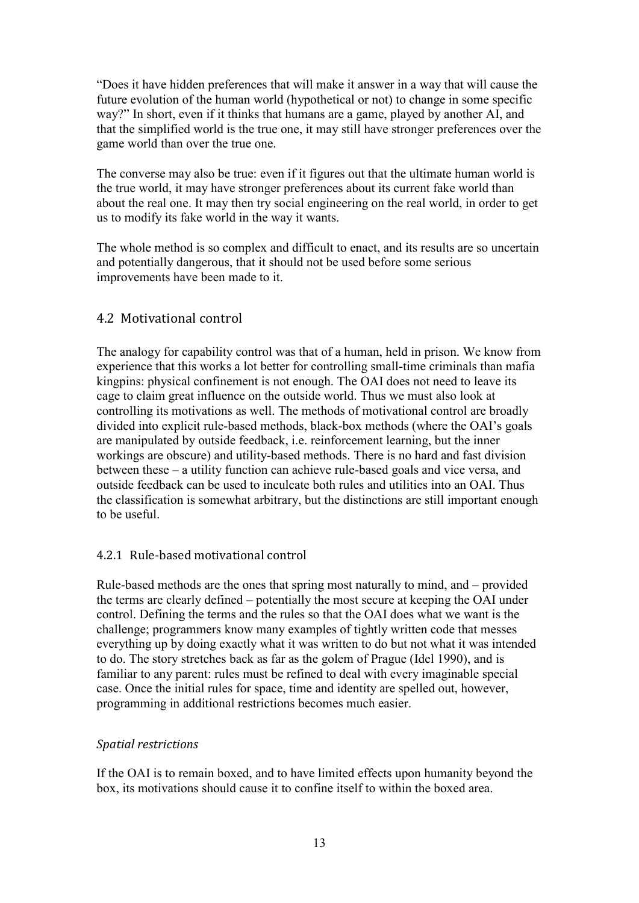"Does it have hidden preferences that will make it answer in a way that will cause the future evolution of the human world (hypothetical or not) to change in some specific way?" In short, even if it thinks that humans are a game, played by another AI, and that the simplified world is the true one, it may still have stronger preferences over the game world than over the true one.

The converse may also be true: even if it figures out that the ultimate human world is the true world, it may have stronger preferences about its current fake world than about the real one. It may then try social engineering on the real world, in order to get us to modify its fake world in the way it wants.

The whole method is so complex and difficult to enact, and its results are so uncertain and potentially dangerous, that it should not be used before some serious improvements have been made to it.

## 4.2 Motivational control

The analogy for capability control was that of a human, held in prison. We know from experience that this works a lot better for controlling small-time criminals than mafia kingpins: physical confinement is not enough. The OAI does not need to leave its cage to claim great influence on the outside world. Thus we must also look at controlling its motivations as well. The methods of motivational control are broadly divided into explicit rule-based methods, black-box methods (where the OAI's goals are manipulated by outside feedback, i.e. reinforcement learning, but the inner workings are obscure) and utility-based methods. There is no hard and fast division between these – a utility function can achieve rule-based goals and vice versa, and outside feedback can be used to inculcate both rules and utilities into an OAI. Thus the classification is somewhat arbitrary, but the distinctions are still important enough to be useful.

### 4.2.1 Rule-based motivational control

Rule-based methods are the ones that spring most naturally to mind, and – provided the terms are clearly defined – potentially the most secure at keeping the OAI under control. Defining the terms and the rules so that the OAI does what we want is the challenge; programmers know many examples of tightly written code that messes everything up by doing exactly what it was written to do but not what it was intended to do. The story stretches back as far as the golem of Prague (Idel 1990), and is familiar to any parent: rules must be refined to deal with every imaginable special case. Once the initial rules for space, time and identity are spelled out, however, programming in additional restrictions becomes much easier.

*Spatial restrictions*

If the OAI is to remain boxed, and to have limited effects upon humanity beyond the box, its motivations should cause it to confine itself to within the boxed area.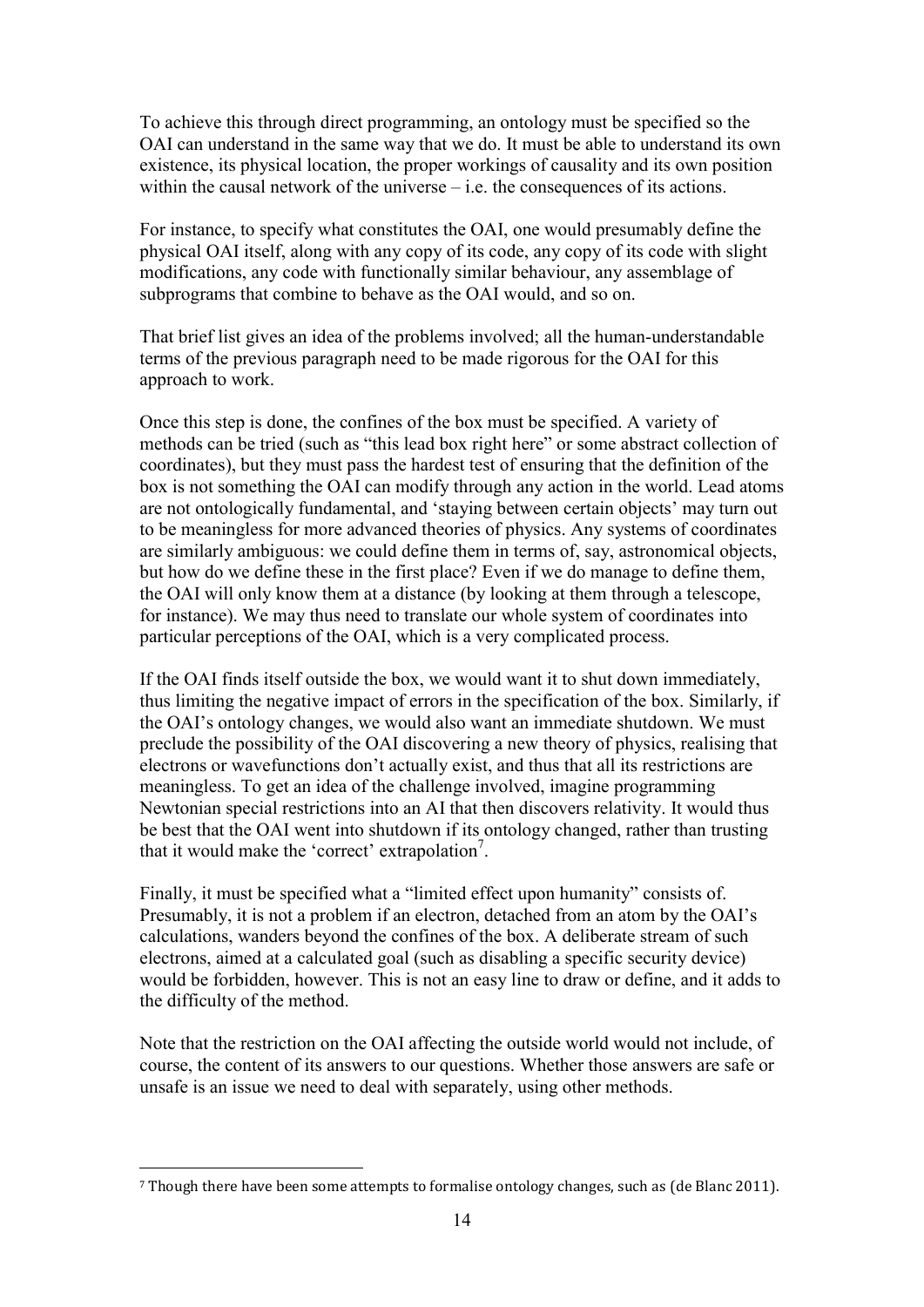To achieve this through direct programming, an ontology must be specified so the OAI can understand in the same way that we do. It must be able to understand its own existence, its physical location, the proper workings of causality and its own position within the causal network of the universe – i.e. the consequences of its actions.

For instance, to specify what constitutes the OAI, one would presumably define the physical OAI itself, along with any copy of its code, any copy of its code with slight modifications, any code with functionally similar behaviour, any assemblage of subprograms that combine to behave as the OAI would, and so on.

That brief list gives an idea of the problems involved; all the human-understandable terms of the previous paragraph need to be made rigorous for the OAI for this approach to work.

Once this step is done, the confines of the box must be specified. A variety of methods can be tried (such as "this lead box right here" or some abstract collection of coordinates), but they must pass the hardest test of ensuring that the definition of the box is not something the OAI can modify through any action in the world. Lead atoms are not ontologically fundamental, and 'staying between certain objects' may turn out to be meaningless for more advanced theories of physics. Any systems of coordinates are similarly ambiguous: we could define them in terms of, say, astronomical objects, but how do we define these in the first place? Even if we do manage to define them, the OAI will only know them at a distance (by looking at them through a telescope, for instance). We may thus need to translate our whole system of coordinates into particular perceptions of the OAI, which is a very complicated process.

If the OAI finds itself outside the box, we would want it to shut down immediately, thus limiting the negative impact of errors in the specification of the box. Similarly, if the OAI's ontology changes, we would also want an immediate shutdown. We must preclude the possibility of the OAI discovering a new theory of physics, realising that electrons or wavefunctions don't actually exist, and thus that all its restrictions are meaningless. To get an idea of the challenge involved, imagine programming Newtonian special restrictions into an AI that then discovers relativity. It would thus be best that the OAI went into shutdown if its ontology changed, rather than trusting that it would make the 'correct' extrapolation[7].

Finally, it must be specified what a "limited effect upon humanity" consists of. Presumably, it is not a problem if an electron, detached from an atom by the OAI's calculations, wanders beyond the confines of the box. A deliberate stream of such electrons, aimed at a calculated goal (such as disabling a specific security device) would be forbidden, however. This is not an easy line to draw or define, and it adds to the difficulty of the method.

Note that the restriction on the OAI affecting the outside world would not include, of course, the content of its answers to our questions. Whether those answers are safe or unsafe is an issue we need to deal with separately, using other methods.

[7] Though there have been some attempts to formalise ontology changes, such as (de Blanc 2011).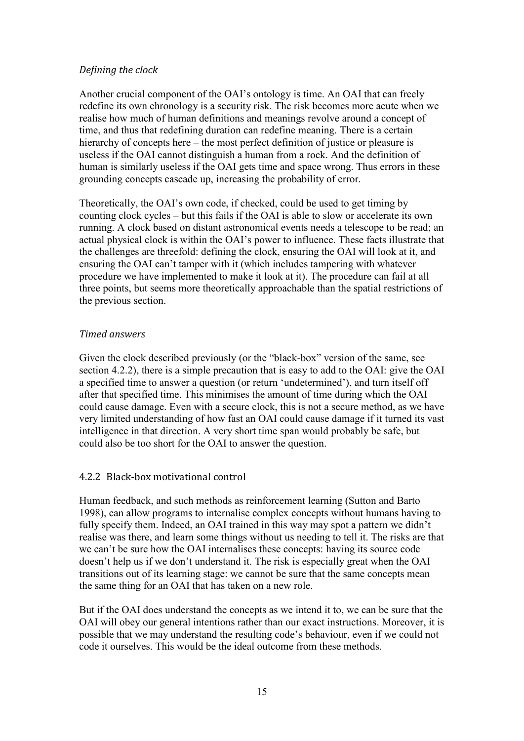*Defining the clock*

Another crucial component of the OAI's ontology is time. An OAI that can freely redefine its own chronology is a security risk. The risk becomes more acute when we realise how much of human definitions and meanings revolve around a concept of time, and thus that redefining duration can redefine meaning. There is a certain hierarchy of concepts here – the most perfect definition of justice or pleasure is useless if the OAI cannot distinguish a human from a rock. And the definition of human is similarly useless if the OAI gets time and space wrong. Thus errors in these grounding concepts cascade up, increasing the probability of error.

Theoretically, the OAI's own code, if checked, could be used to get timing by counting clock cycles – but this fails if the OAI is able to slow or accelerate its own running. A clock based on distant astronomical events needs a telescope to be read; an actual physical clock is within the OAI's power to influence. These facts illustrate that the challenges are threefold: defining the clock, ensuring the OAI will look at it, and ensuring the OAI can't tamper with it (which includes tampering with whatever procedure we have implemented to make it look at it). The procedure can fail at all three points, but seems more theoretically approachable than the spatial restrictions of the previous section.

*Timed answers*

Given the clock described previously (or the "black-box" version of the same, see section 4.2.2), there is a simple precaution that is easy to add to the OAI: give the OAI a specified time to answer a question (or return 'undetermined'), and turn itself off after that specified time. This minimises the amount of time during which the OAI could cause damage. Even with a secure clock, this is not a secure method, as we have very limited understanding of how fast an OAI could cause damage if it turned its vast intelligence in that direction. A very short time span would probably be safe, but could also be too short for the OAI to answer the question.

### 4.2.2 Black-box motivational control

Human feedback, and such methods as reinforcement learning (Sutton and Barto 1998), can allow programs to internalise complex concepts without humans having to fully specify them. Indeed, an OAI trained in this way may spot a pattern we didn't realise was there, and learn some things without us needing to tell it. The risks are that we can't be sure how the OAI internalises these concepts: having its source code doesn't help us if we don't understand it. The risk is especially great when the OAI transitions out of its learning stage: we cannot be sure that the same concepts mean the same thing for an OAI that has taken on a new role.

But if the OAI does understand the concepts as we intend it to, we can be sure that the OAI will obey our general intentions rather than our exact instructions. Moreover, it is possible that we may understand the resulting code's behaviour, even if we could not code it ourselves. This would be the ideal outcome from these methods.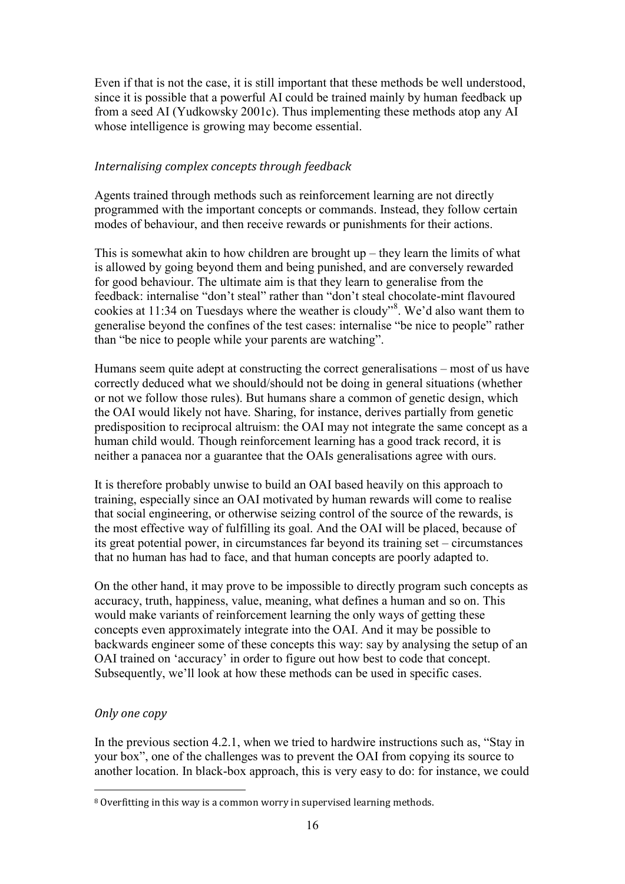Even if that is not the case, it is still important that these methods be well understood, since it is possible that a powerful AI could be trained mainly by human feedback up from a seed AI (Yudkowsky 2001c). Thus implementing these methods atop any AI whose intelligence is growing may become essential.

### *Internalising complex concepts through feedback*

Agents trained through methods such as reinforcement learning are not directly programmed with the important concepts or commands. Instead, they follow certain modes of behaviour, and then receive rewards or punishments for their actions.

This is somewhat akin to how children are brought up – they learn the limits of what is allowed by going beyond them and being punished, and are conversely rewarded for good behaviour. The ultimate aim is that they learn to generalise from the feedback: internalise "don't steal" rather than "don't steal chocolate-mint flavoured cookies at 11:34 on Tuesdays where the weather is cloudy"[8]. We'd also want them to generalise beyond the confines of the test cases: internalise "be nice to people" rather than "be nice to people while your parents are watching".

Humans seem quite adept at constructing the correct generalisations – most of us have correctly deduced what we should/should not be doing in general situations (whether or not we follow those rules). But humans share a common of genetic design, which the OAI would likely not have. Sharing, for instance, derives partially from genetic predisposition to reciprocal altruism: the OAI may not integrate the same concept as a human child would. Though reinforcement learning has a good track record, it is neither a panacea nor a guarantee that the OAIs generalisations agree with ours.

It is therefore probably unwise to build an OAI based heavily on this approach to training, especially since an OAI motivated by human rewards will come to realise that social engineering, or otherwise seizing control of the source of the rewards, is the most effective way of fulfilling its goal. And the OAI will be placed, because of its great potential power, in circumstances far beyond its training set – circumstances that no human has had to face, and that human concepts are poorly adapted to.

On the other hand, it may prove to be impossible to directly program such concepts as accuracy, truth, happiness, value, meaning, what defines a human and so on. This would make variants of reinforcement learning the only ways of getting these concepts even approximately integrate into the OAI. And it may be possible to backwards engineer some of these concepts this way: say by analysing the setup of an OAI trained on 'accuracy' in order to figure out how best to code that concept. Subsequently, we'll look at how these methods can be used in specific cases.

### *Only one copy*

In the previous section 4.2.1, when we tried to hardwire instructions such as, "Stay in your box", one of the challenges was to prevent the OAI from copying its source to another location. In black-box approach, this is very easy to do: for instance, we could

---

[8] Overfitting in this way is a common worry in supervised learning methods.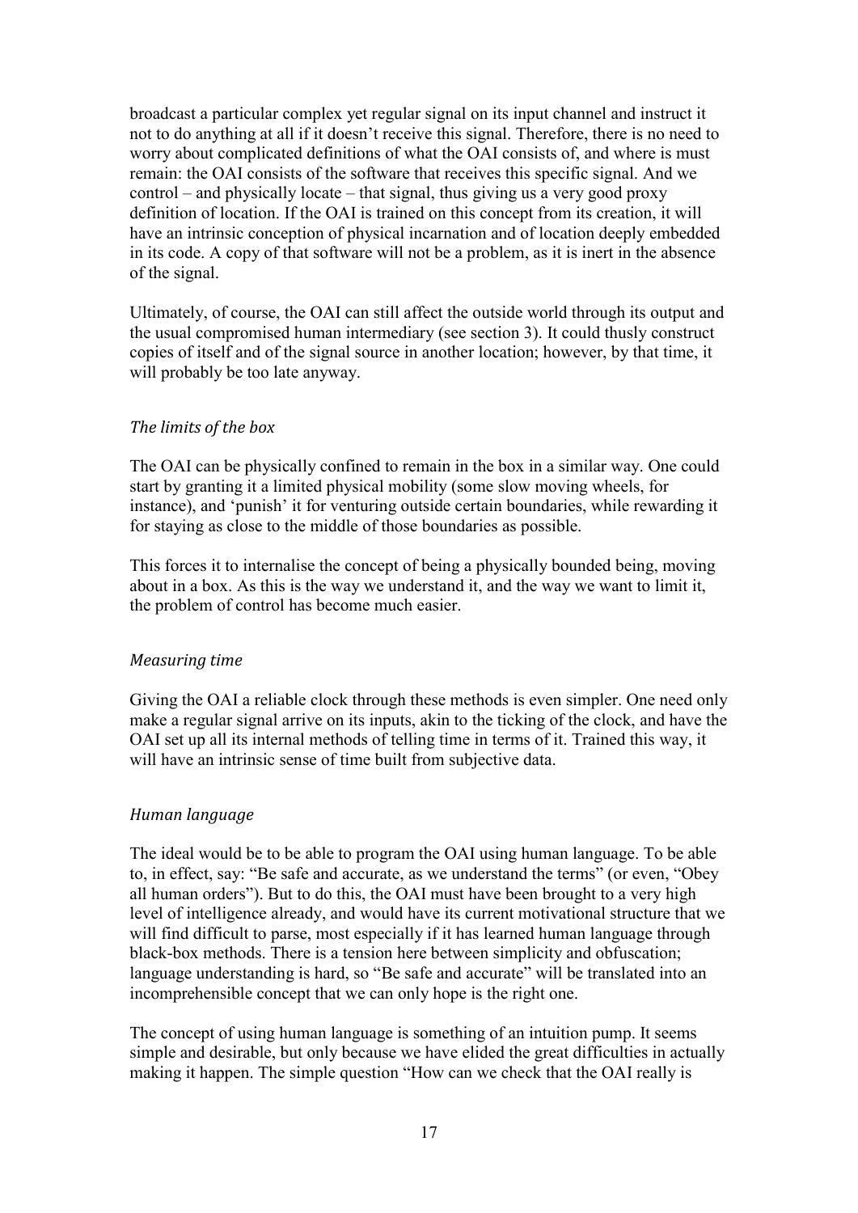broadcast a particular complex yet regular signal on its input channel and instruct it not to do anything at all if it doesn't receive this signal. Therefore, there is no need to worry about complicated definitions of what the OAI consists of, and where is must remain: the OAI consists of the software that receives this specific signal. And we control – and physically locate – that signal, thus giving us a very good proxy definition of location. If the OAI is trained on this concept from its creation, it will have an intrinsic conception of physical incarnation and of location deeply embedded in its code. A copy of that software will not be a problem, as it is inert in the absence of the signal.

Ultimately, of course, the OAI can still affect the outside world through its output and the usual compromised human intermediary (see section 3). It could thusly construct copies of itself and of the signal source in another location; however, by that time, it will probably be too late anyway.

### *The limits of the box*

The OAI can be physically confined to remain in the box in a similar way. One could start by granting it a limited physical mobility (some slow moving wheels, for instance), and 'punish' it for venturing outside certain boundaries, while rewarding it for staying as close to the middle of those boundaries as possible.

This forces it to internalise the concept of being a physically bounded being, moving about in a box. As this is the way we understand it, and the way we want to limit it, the problem of control has become much easier.

### *Measuring time*

Giving the OAI a reliable clock through these methods is even simpler. One need only make a regular signal arrive on its inputs, akin to the ticking of the clock, and have the OAI set up all its internal methods of telling time in terms of it. Trained this way, it will have an intrinsic sense of time built from subjective data.

### *Human language*

The ideal would be to be able to program the OAI using human language. To be able to, in effect, say: "Be safe and accurate, as we understand the terms" (or even, "Obey all human orders"). But to do this, the OAI must have been brought to a very high level of intelligence already, and would have its current motivational structure that we will find difficult to parse, most especially if it has learned human language through black-box methods. There is a tension here between simplicity and obfuscation; language understanding is hard, so "Be safe and accurate" will be translated into an incomprehensible concept that we can only hope is the right one.

The concept of using human language is something of an intuition pump. It seems simple and desirable, but only because we have elided the great difficulties in actually making it happen. The simple question "How can we check that the OAI really is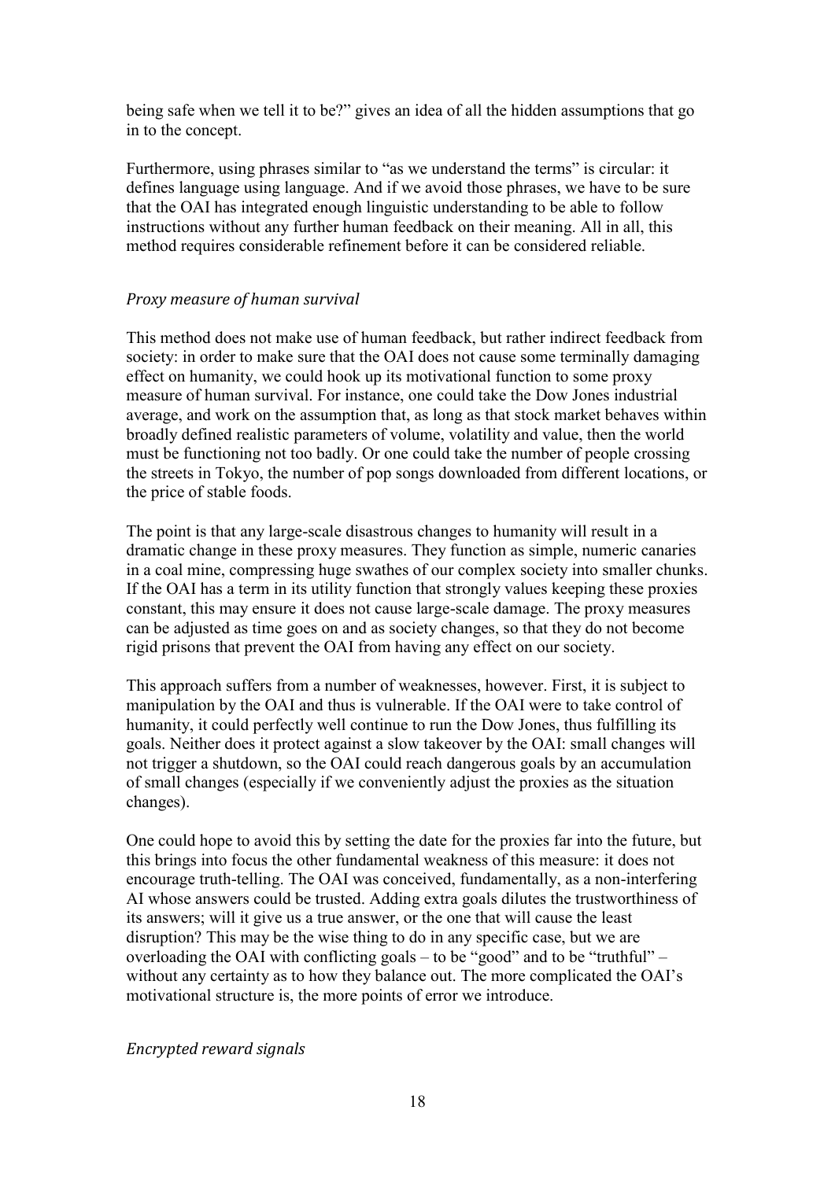being safe when we tell it to be?" gives an idea of all the hidden assumptions that go in to the concept.

Furthermore, using phrases similar to "as we understand the terms" is circular: it defines language using language. And if we avoid those phrases, we have to be sure that the OAI has integrated enough linguistic understanding to be able to follow instructions without any further human feedback on their meaning. All in all, this method requires considerable refinement before it can be considered reliable.

### *Proxy measure of human survival*

This method does not make use of human feedback, but rather indirect feedback from society: in order to make sure that the OAI does not cause some terminally damaging effect on humanity, we could hook up its motivational function to some proxy measure of human survival. For instance, one could take the Dow Jones industrial average, and work on the assumption that, as long as that stock market behaves within broadly defined realistic parameters of volume, volatility and value, then the world must be functioning not too badly. Or one could take the number of people crossing the streets in Tokyo, the number of pop songs downloaded from different locations, or the price of stable foods.

The point is that any large-scale disastrous changes to humanity will result in a dramatic change in these proxy measures. They function as simple, numeric canaries in a coal mine, compressing huge swathes of our complex society into smaller chunks. If the OAI has a term in its utility function that strongly values keeping these proxies constant, this may ensure it does not cause large-scale damage. The proxy measures can be adjusted as time goes on and as society changes, so that they do not become rigid prisons that prevent the OAI from having any effect on our society.

This approach suffers from a number of weaknesses, however. First, it is subject to manipulation by the OAI and thus is vulnerable. If the OAI were to take control of humanity, it could perfectly well continue to run the Dow Jones, thus fulfilling its goals. Neither does it protect against a slow takeover by the OAI: small changes will not trigger a shutdown, so the OAI could reach dangerous goals by an accumulation of small changes (especially if we conveniently adjust the proxies as the situation changes).

One could hope to avoid this by setting the date for the proxies far into the future, but this brings into focus the other fundamental weakness of this measure: it does not encourage truth-telling. The OAI was conceived, fundamentally, as a non-interfering AI whose answers could be trusted. Adding extra goals dilutes the trustworthiness of its answers; will it give us a true answer, or the one that will cause the least disruption? This may be the wise thing to do in any specific case, but we are overloading the OAI with conflicting goals – to be "good" and to be "truthful" – without any certainty as to how they balance out. The more complicated the OAI's motivational structure is, the more points of error we introduce.

### *Encrypted reward signals*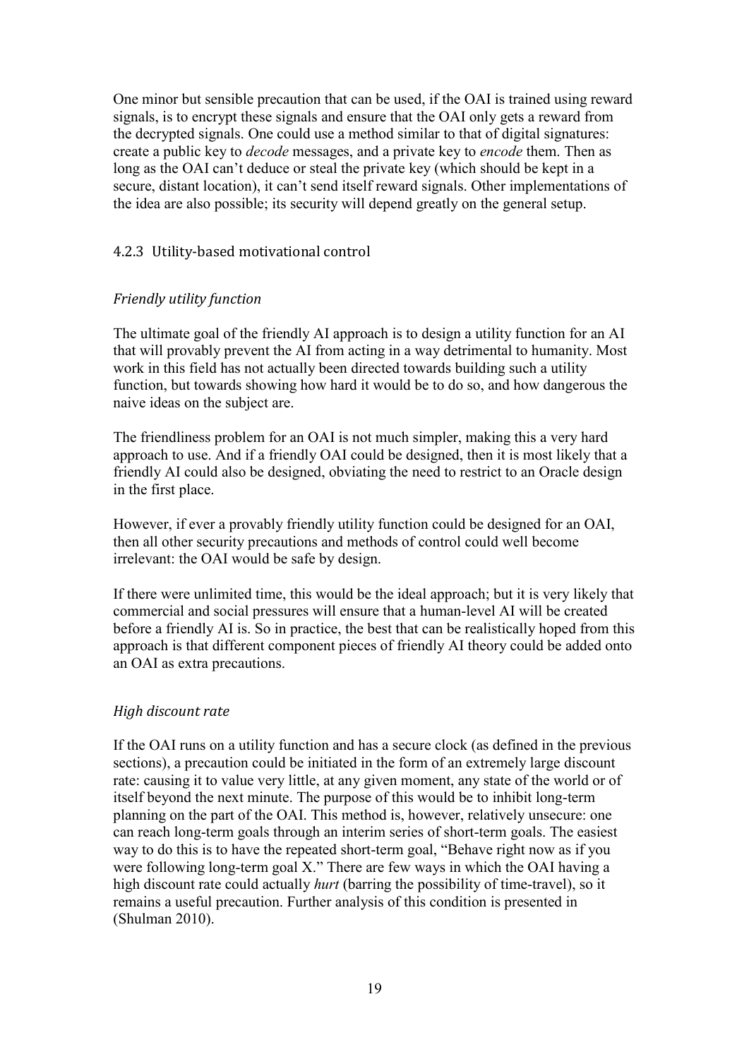One minor but sensible precaution that can be used, if the OAI is trained using reward signals, is to encrypt these signals and ensure that the OAI only gets a reward from the decrypted signals. One could use a method similar to that of digital signatures: create a public key to *decode* messages, and a private key to *encode* them. Then as long as the OAI can't deduce or steal the private key (which should be kept in a secure, distant location), it can't send itself reward signals. Other implementations of the idea are also possible; its security will depend greatly on the general setup.

### 4.2.3 Utility-based motivational control

#### *Friendly utility function*

The ultimate goal of the friendly AI approach is to design a utility function for an AI that will provably prevent the AI from acting in a way detrimental to humanity. Most work in this field has not actually been directed towards building such a utility function, but towards showing how hard it would be to do so, and how dangerous the naive ideas on the subject are.

The friendliness problem for an OAI is not much simpler, making this a very hard approach to use. And if a friendly OAI could be designed, then it is most likely that a friendly AI could also be designed, obviating the need to restrict to an Oracle design in the first place.

However, if ever a provably friendly utility function could be designed for an OAI, then all other security precautions and methods of control could well become irrelevant: the OAI would be safe by design.

If there were unlimited time, this would be the ideal approach; but it is very likely that commercial and social pressures will ensure that a human-level AI will be created before a friendly AI is. So in practice, the best that can be realistically hoped from this approach is that different component pieces of friendly AI theory could be added onto an OAI as extra precautions.

#### *High discount rate*

If the OAI runs on a utility function and has a secure clock (as defined in the previous sections), a precaution could be initiated in the form of an extremely large discount rate: causing it to value very little, at any given moment, any state of the world or of itself beyond the next minute. The purpose of this would be to inhibit long-term planning on the part of the OAI. This method is, however, relatively unsecure: one can reach long-term goals through an interim series of short-term goals. The easiest way to do this is to have the repeated short-term goal, "Behave right now as if you were following long-term goal X." There are few ways in which the OAI having a high discount rate could actually *hurt* (barring the possibility of time-travel), so it remains a useful precaution. Further analysis of this condition is presented in (Shulman 2010).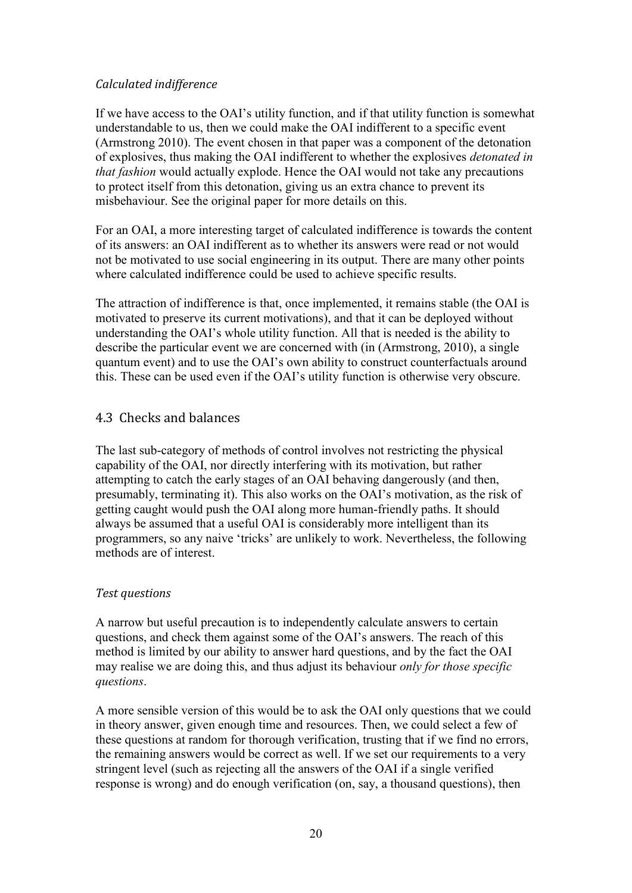*Calculated indifference*

If we have access to the OAI's utility function, and if that utility function is somewhat understandable to us, then we could make the OAI indifferent to a specific event (Armstrong 2010). The event chosen in that paper was a component of the detonation of explosives, thus making the OAI indifferent to whether the explosives *detonated in that fashion* would actually explode. Hence the OAI would not take any precautions to protect itself from this detonation, giving us an extra chance to prevent its misbehaviour. See the original paper for more details on this.

For an OAI, a more interesting target of calculated indifference is towards the content of its answers: an OAI indifferent as to whether its answers were read or not would not be motivated to use social engineering in its output. There are many other points where calculated indifference could be used to achieve specific results.

The attraction of indifference is that, once implemented, it remains stable (the OAI is motivated to preserve its current motivations), and that it can be deployed without understanding the OAI's whole utility function. All that is needed is the ability to describe the particular event we are concerned with (in (Armstrong, 2010), a single quantum event) and to use the OAI's own ability to construct counterfactuals around this. These can be used even if the OAI's utility function is otherwise very obscure.

## 4.3 Checks and balances

The last sub-category of methods of control involves not restricting the physical capability of the OAI, nor directly interfering with its motivation, but rather attempting to catch the early stages of an OAI behaving dangerously (and then, presumably, terminating it). This also works on the OAI's motivation, as the risk of getting caught would push the OAI along more human-friendly paths. It should always be assumed that a useful OAI is considerably more intelligent than its programmers, so any naive 'tricks' are unlikely to work. Nevertheless, the following methods are of interest.

*Test questions*

A narrow but useful precaution is to independently calculate answers to certain questions, and check them against some of the OAI's answers. The reach of this method is limited by our ability to answer hard questions, and by the fact the OAI may realise we are doing this, and thus adjust its behaviour *only for those specific questions*.

A more sensible version of this would be to ask the OAI only questions that we could in theory answer, given enough time and resources. Then, we could select a few of these questions at random for thorough verification, trusting that if we find no errors, the remaining answers would be correct as well. If we set our requirements to a very stringent level (such as rejecting all the answers of the OAI if a single verified response is wrong) and do enough verification (on, say, a thousand questions), then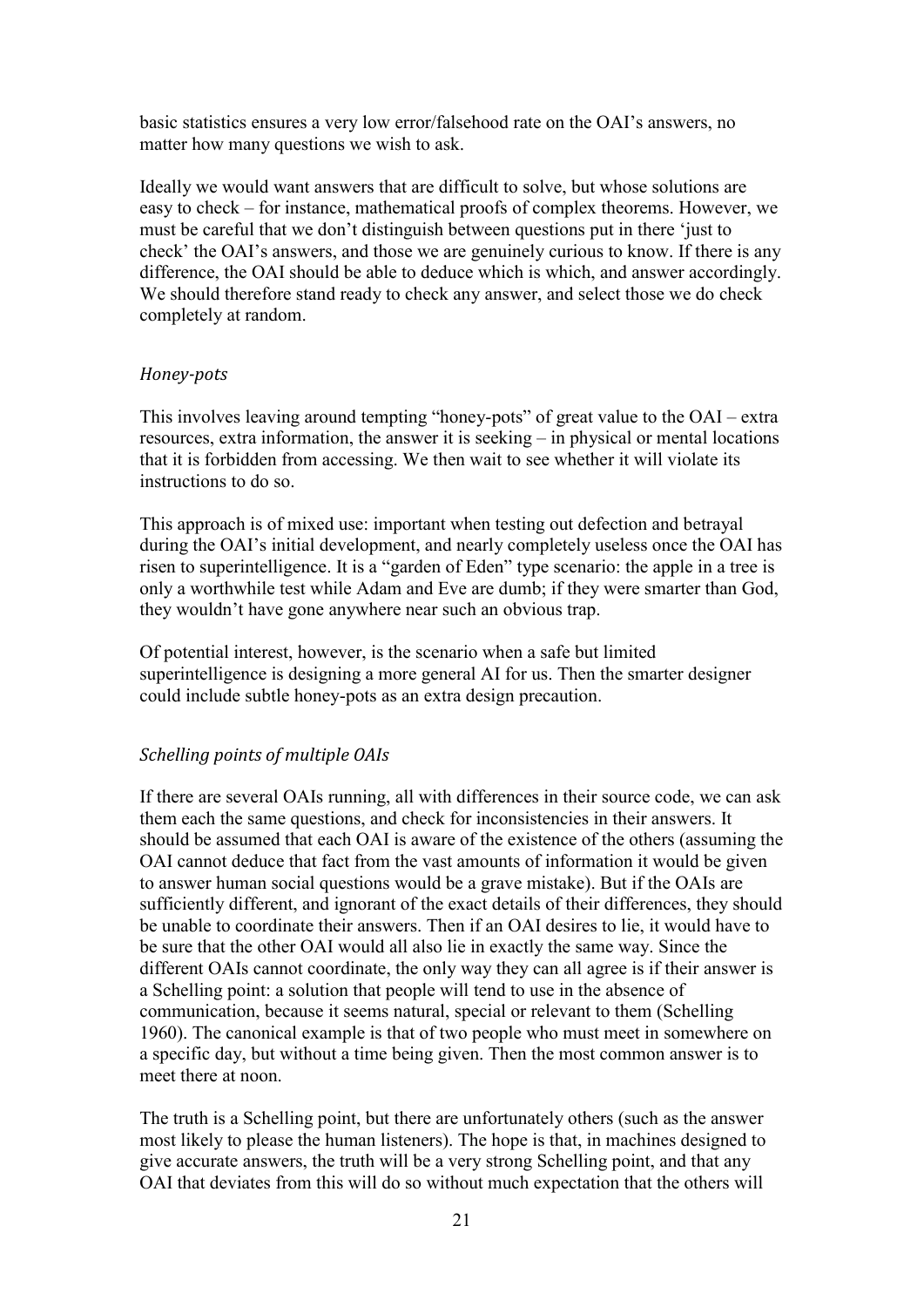basic statistics ensures a very low error/falsehood rate on the OAI's answers, no matter how many questions we wish to ask.

Ideally we would want answers that are difficult to solve, but whose solutions are easy to check – for instance, mathematical proofs of complex theorems. However, we must be careful that we don't distinguish between questions put in there 'just to check' the OAI's answers, and those we are genuinely curious to know. If there is any difference, the OAI should be able to deduce which is which, and answer accordingly. We should therefore stand ready to check any answer, and select those we do check completely at random.

### *Honey-pots*

This involves leaving around tempting "honey-pots" of great value to the OAI – extra resources, extra information, the answer it is seeking – in physical or mental locations that it is forbidden from accessing. We then wait to see whether it will violate its instructions to do so.

This approach is of mixed use: important when testing out defection and betrayal during the OAI's initial development, and nearly completely useless once the OAI has risen to superintelligence. It is a "garden of Eden" type scenario: the apple in a tree is only a worthwhile test while Adam and Eve are dumb; if they were smarter than God, they wouldn't have gone anywhere near such an obvious trap.

Of potential interest, however, is the scenario when a safe but limited superintelligence is designing a more general AI for us. Then the smarter designer could include subtle honey-pots as an extra design precaution.

### *Schelling points of multiple OAIs*

If there are several OAIs running, all with differences in their source code, we can ask them each the same questions, and check for inconsistencies in their answers. It should be assumed that each OAI is aware of the existence of the others (assuming the OAI cannot deduce that fact from the vast amounts of information it would be given to answer human social questions would be a grave mistake). But if the OAIs are sufficiently different, and ignorant of the exact details of their differences, they should be unable to coordinate their answers. Then if an OAI desires to lie, it would have to be sure that the other OAI would all also lie in exactly the same way. Since the different OAIs cannot coordinate, the only way they can all agree is if their answer is a Schelling point: a solution that people will tend to use in the absence of communication, because it seems natural, special or relevant to them (Schelling 1960). The canonical example is that of two people who must meet in somewhere on a specific day, but without a time being given. Then the most common answer is to meet there at noon.

The truth is a Schelling point, but there are unfortunately others (such as the answer most likely to please the human listeners). The hope is that, in machines designed to give accurate answers, the truth will be a very strong Schelling point, and that any OAI that deviates from this will do so without much expectation that the others will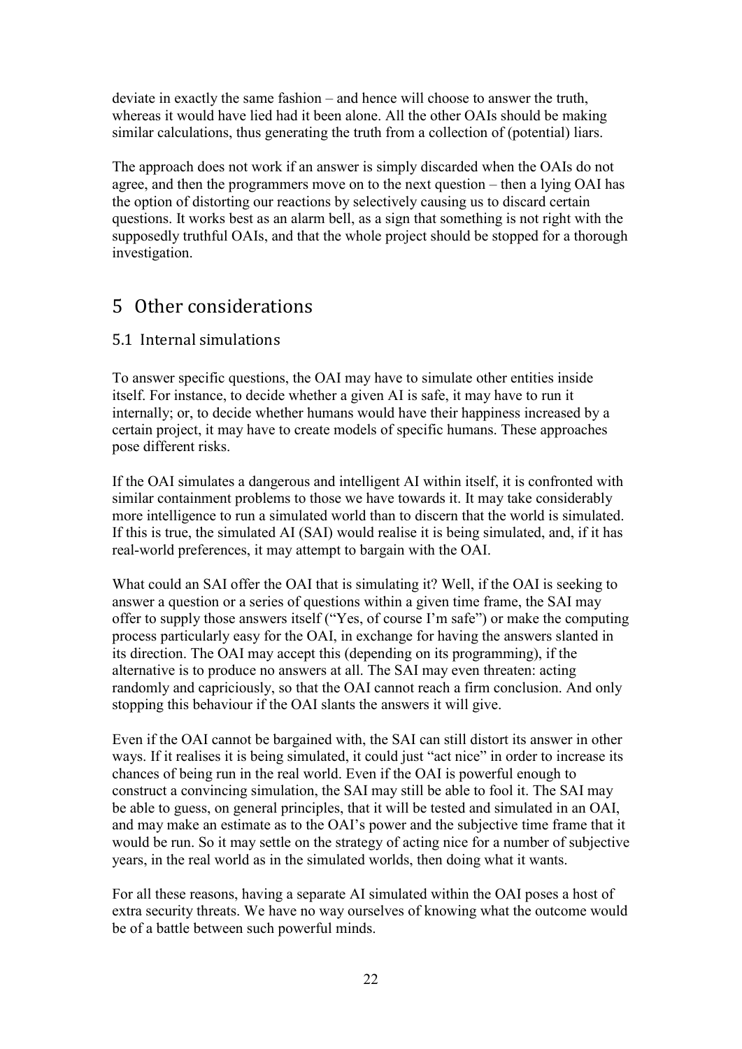deviate in exactly the same fashion – and hence will choose to answer the truth, whereas it would have lied had it been alone. All the other OAIs should be making similar calculations, thus generating the truth from a collection of (potential) liars.

The approach does not work if an answer is simply discarded when the OAIs do not agree, and then the programmers move on to the next question – then a lying OAI has the option of distorting our reactions by selectively causing us to discard certain questions. It works best as an alarm bell, as a sign that something is not right with the supposedly truthful OAIs, and that the whole project should be stopped for a thorough investigation.

# 5 Other considerations

## 5.1 Internal simulations

To answer specific questions, the OAI may have to simulate other entities inside itself. For instance, to decide whether a given AI is safe, it may have to run it internally; or, to decide whether humans would have their happiness increased by a certain project, it may have to create models of specific humans. These approaches pose different risks.

If the OAI simulates a dangerous and intelligent AI within itself, it is confronted with similar containment problems to those we have towards it. It may take considerably more intelligence to run a simulated world than to discern that the world is simulated. If this is true, the simulated AI (SAI) would realise it is being simulated, and, if it has real-world preferences, it may attempt to bargain with the OAI.

What could an SAI offer the OAI that is simulating it? Well, if the OAI is seeking to answer a question or a series of questions within a given time frame, the SAI may offer to supply those answers itself ("Yes, of course I'm safe") or make the computing process particularly easy for the OAI, in exchange for having the answers slanted in its direction. The OAI may accept this (depending on its programming), if the alternative is to produce no answers at all. The SAI may even threaten: acting randomly and capriciously, so that the OAI cannot reach a firm conclusion. And only stopping this behaviour if the OAI slants the answers it will give.

Even if the OAI cannot be bargained with, the SAI can still distort its answer in other ways. If it realises it is being simulated, it could just "act nice" in order to increase its chances of being run in the real world. Even if the OAI is powerful enough to construct a convincing simulation, the SAI may still be able to fool it. The SAI may be able to guess, on general principles, that it will be tested and simulated in an OAI, and may make an estimate as to the OAI's power and the subjective time frame that it would be run. So it may settle on the strategy of acting nice for a number of subjective years, in the real world as in the simulated worlds, then doing what it wants.

For all these reasons, having a separate AI simulated within the OAI poses a host of extra security threats. We have no way ourselves of knowing what the outcome would be of a battle between such powerful minds.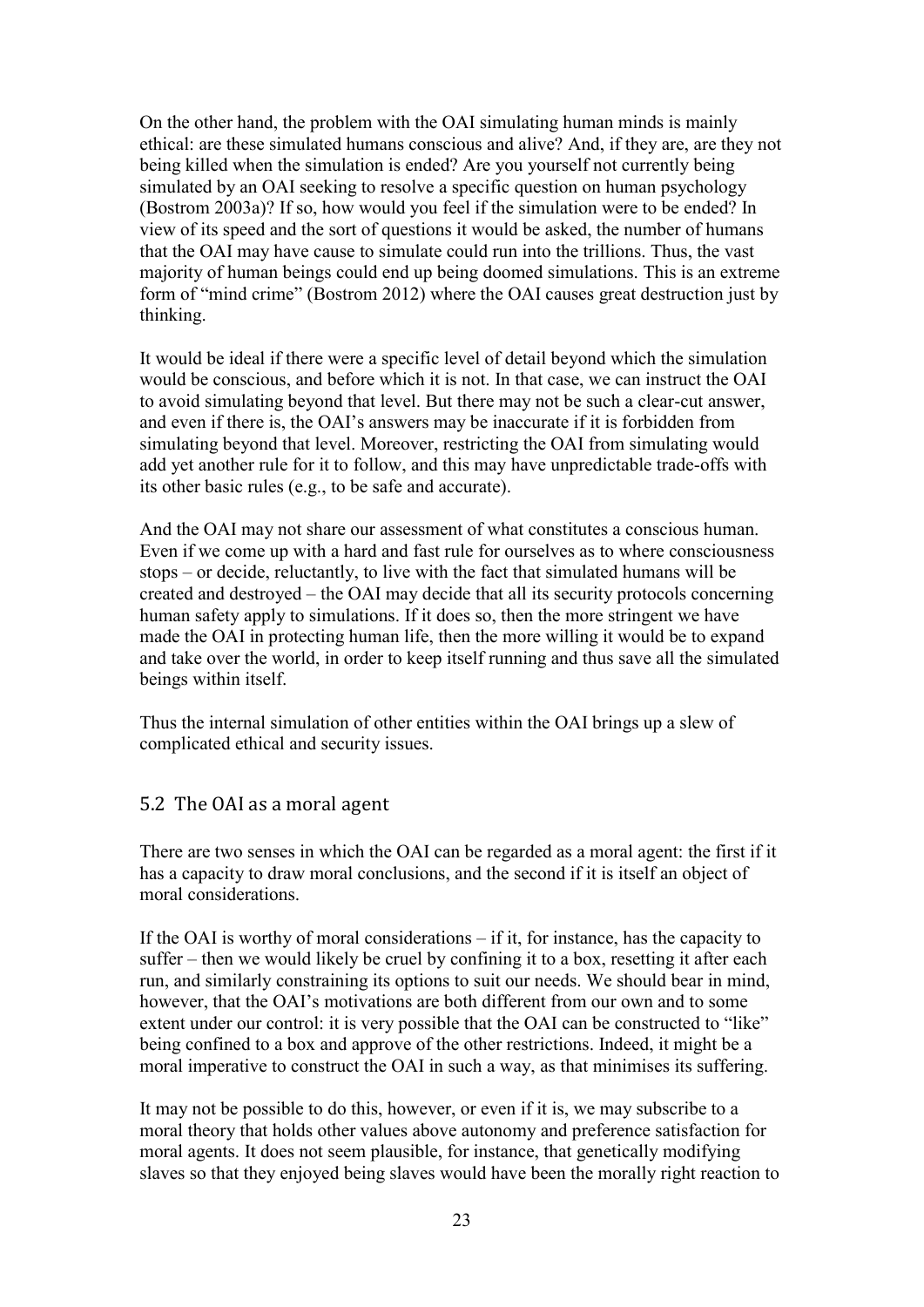On the other hand, the problem with the OAI simulating human minds is mainly ethical: are these simulated humans conscious and alive? And, if they are, are they not being killed when the simulation is ended? Are you yourself not currently being simulated by an OAI seeking to resolve a specific question on human psychology (Bostrom 2003a)? If so, how would you feel if the simulation were to be ended? In view of its speed and the sort of questions it would be asked, the number of humans that the OAI may have cause to simulate could run into the trillions. Thus, the vast majority of human beings could end up being doomed simulations. This is an extreme form of "mind crime" (Bostrom 2012) where the OAI causes great destruction just by thinking.

It would be ideal if there were a specific level of detail beyond which the simulation would be conscious, and before which it is not. In that case, we can instruct the OAI to avoid simulating beyond that level. But there may not be such a clear-cut answer, and even if there is, the OAI's answers may be inaccurate if it is forbidden from simulating beyond that level. Moreover, restricting the OAI from simulating would add yet another rule for it to follow, and this may have unpredictable trade-offs with its other basic rules (e.g., to be safe and accurate).

And the OAI may not share our assessment of what constitutes a conscious human. Even if we come up with a hard and fast rule for ourselves as to where consciousness stops – or decide, reluctantly, to live with the fact that simulated humans will be created and destroyed – the OAI may decide that all its security protocols concerning human safety apply to simulations. If it does so, then the more stringent we have made the OAI in protecting human life, then the more willing it would be to expand and take over the world, in order to keep itself running and thus save all the simulated beings within itself.

Thus the internal simulation of other entities within the OAI brings up a slew of complicated ethical and security issues.

## 5.2 The OAI as a moral agent

There are two senses in which the OAI can be regarded as a moral agent: the first if it has a capacity to draw moral conclusions, and the second if it is itself an object of moral considerations.

If the OAI is worthy of moral considerations – if it, for instance, has the capacity to suffer – then we would likely be cruel by confining it to a box, resetting it after each run, and similarly constraining its options to suit our needs. We should bear in mind, however, that the OAI's motivations are both different from our own and to some extent under our control: it is very possible that the OAI can be constructed to "like" being confined to a box and approve of the other restrictions. Indeed, it might be a moral imperative to construct the OAI in such a way, as that minimises its suffering.

It may not be possible to do this, however, or even if it is, we may subscribe to a moral theory that holds other values above autonomy and preference satisfaction for moral agents. It does not seem plausible, for instance, that genetically modifying slaves so that they enjoyed being slaves would have been the morally right reaction to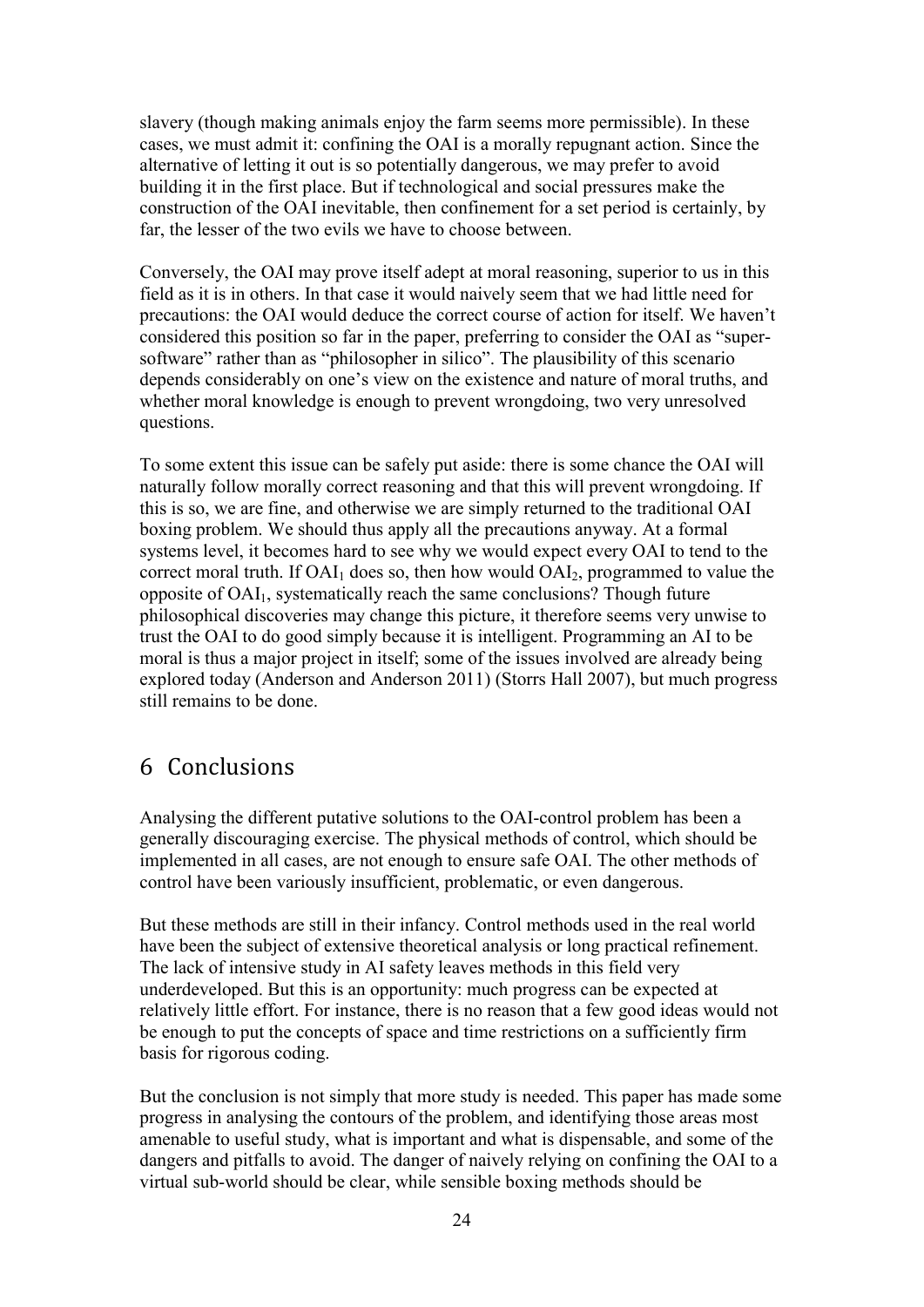slavery (though making animals enjoy the farm seems more permissible). In these cases, we must admit it: confining the OAI is a morally repugnant action. Since the alternative of letting it out is so potentially dangerous, we may prefer to avoid building it in the first place. But if technological and social pressures make the construction of the OAI inevitable, then confinement for a set period is certainly, by far, the lesser of the two evils we have to choose between.

Conversely, the OAI may prove itself adept at moral reasoning, superior to us in this field as it is in others. In that case it would naively seem that we had little need for precautions: the OAI would deduce the correct course of action for itself. We haven't considered this position so far in the paper, preferring to consider the OAI as "super-software" rather than as "philosopher in silico". The plausibility of this scenario depends considerably on one's view on the existence and nature of moral truths, and whether moral knowledge is enough to prevent wrongdoing, two very unresolved questions.

To some extent this issue can be safely put aside: there is some chance the OAI will naturally follow morally correct reasoning and that this will prevent wrongdoing. If this is so, we are fine, and otherwise we are simply returned to the traditional OAI boxing problem. We should thus apply all the precautions anyway. At a formal systems level, it becomes hard to see why we would expect every OAI to tend to the correct moral truth. If $OAI_1$ does so, then how would $OAI_2$, programmed to value the opposite of $OAI_1$, systematically reach the same conclusions? Though future philosophical discoveries may change this picture, it therefore seems very unwise to trust the OAI to do good simply because it is intelligent. Programming an AI to be moral is thus a major project in itself; some of the issues involved are already being explored today (Anderson and Anderson 2011) (Storrs Hall 2007), but much progress still remains to be done.

# 6 Conclusions

Analysing the different putative solutions to the OAI-control problem has been a generally discouraging exercise. The physical methods of control, which should be implemented in all cases, are not enough to ensure safe OAI. The other methods of control have been variously insufficient, problematic, or even dangerous.

But these methods are still in their infancy. Control methods used in the real world have been the subject of extensive theoretical analysis or long practical refinement. The lack of intensive study in AI safety leaves methods in this field very underdeveloped. But this is an opportunity: much progress can be expected at relatively little effort. For instance, there is no reason that a few good ideas would not be enough to put the concepts of space and time restrictions on a sufficiently firm basis for rigorous coding.

But the conclusion is not simply that more study is needed. This paper has made some progress in analysing the contours of the problem, and identifying those areas most amenable to useful study, what is important and what is dispensable, and some of the dangers and pitfalls to avoid. The danger of naively relying on confining the OAI to a virtual sub-world should be clear, while sensible boxing methods should be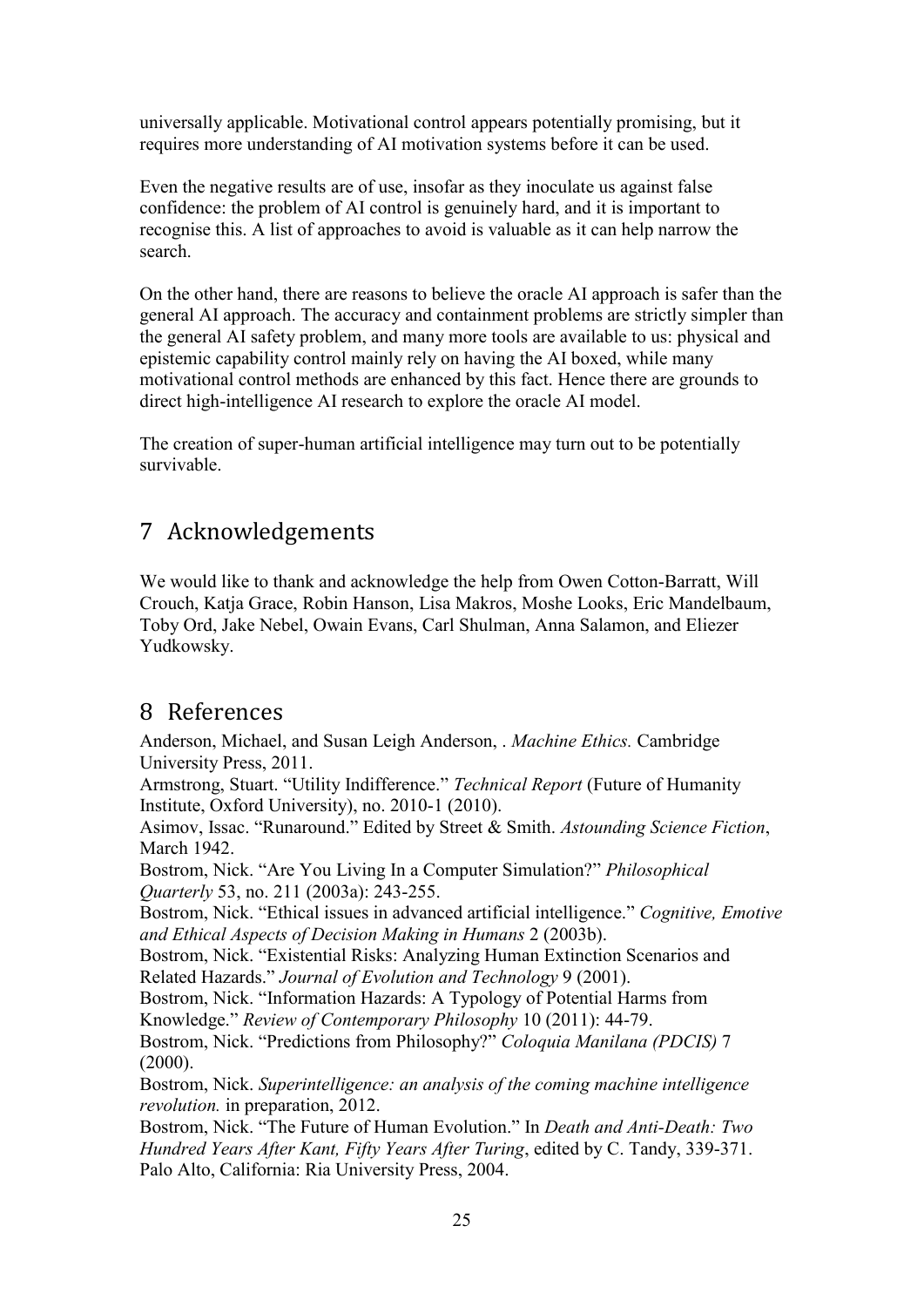universally applicable. Motivational control appears potentially promising, but it requires more understanding of AI motivation systems before it can be used.

Even the negative results are of use, insofar as they inoculate us against false confidence: the problem of AI control is genuinely hard, and it is important to recognise this. A list of approaches to avoid is valuable as it can help narrow the search.

On the other hand, there are reasons to believe the oracle AI approach is safer than the general AI approach. The accuracy and containment problems are strictly simpler than the general AI safety problem, and many more tools are available to us: physical and epistemic capability control mainly rely on having the AI boxed, while many motivational control methods are enhanced by this fact. Hence there are grounds to direct high-intelligence AI research to explore the oracle AI model.

The creation of super-human artificial intelligence may turn out to be potentially survivable.

# 7 Acknowledgements

We would like to thank and acknowledge the help from Owen Cotton-Barratt, Will Crouch, Katja Grace, Robin Hanson, Lisa Makros, Moshe Looks, Eric Mandelbaum, Toby Ord, Jake Nebel, Owain Evans, Carl Shulman, Anna Salamon, and Eliezer Yudkowsky.

# 8 References

Anderson, Michael, and Susan Leigh Anderson, . *Machine Ethics.* Cambridge University Press, 2011.

Armstrong, Stuart. "Utility Indifference." *Technical Report* (Future of Humanity Institute, Oxford University), no. 2010-1 (2010).

Asimov, Issac. "Runaround." Edited by Street & Smith. *Astounding Science Fiction*, March 1942.

Bostrom, Nick. "Are You Living In a Computer Simulation?" *Philosophical Quarterly* 53, no. 211 (2003a): 243-255.

Bostrom, Nick. "Ethical issues in advanced artificial intelligence." *Cognitive, Emotive and Ethical Aspects of Decision Making in Humans* 2 (2003b).

Bostrom, Nick. "Existential Risks: Analyzing Human Extinction Scenarios and Related Hazards." *Journal of Evolution and Technology* 9 (2001).

Bostrom, Nick. "Information Hazards: A Typology of Potential Harms from Knowledge." *Review of Contemporary Philosophy* 10 (2011): 44-79.

Bostrom, Nick. "Predictions from Philosophy?" *Coloquia Manilana (PDCIS)* 7 (2000).

Bostrom, Nick. *Superintelligence: an analysis of the coming machine intelligence revolution.* in preparation, 2012.

Bostrom, Nick. "The Future of Human Evolution." In *Death and Anti-Death: Two Hundred Years After Kant, Fifty Years After Turing*, edited by C. Tandy, 339-371. Palo Alto, California: Ria University Press, 2004.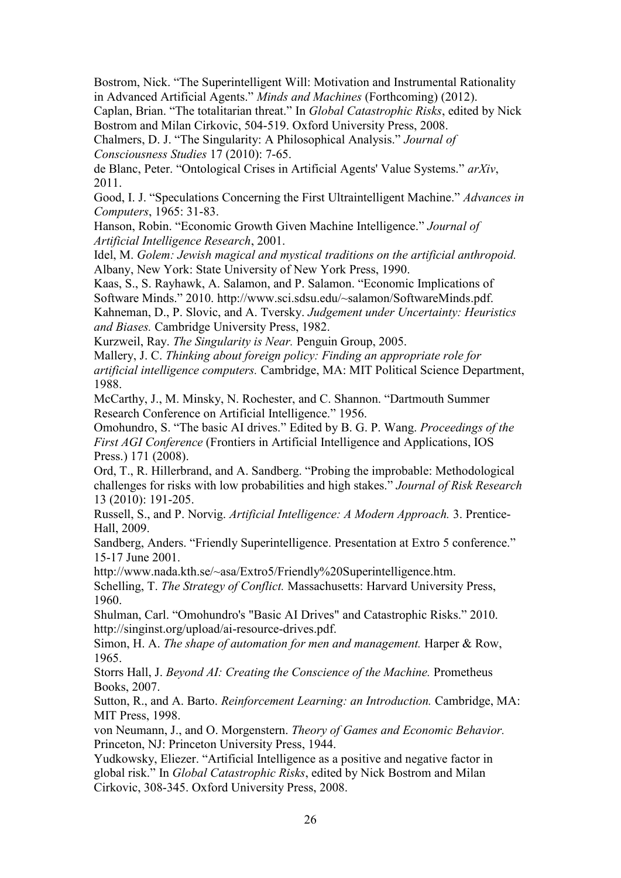Bostrom, Nick. "The Superintelligent Will: Motivation and Instrumental Rationality in Advanced Artificial Agents." *Minds and Machines* (Forthcoming) (2012).

Caplan, Brian. "The totalitarian threat." In *Global Catastrophic Risks*, edited by Nick Bostrom and Milan Cirkovic, 504-519. Oxford University Press, 2008.

Chalmers, D. J. "The Singularity: A Philosophical Analysis." *Journal of Consciousness Studies* 17 (2010): 7-65.

de Blanc, Peter. "Ontological Crises in Artificial Agents' Value Systems." *arXiv*, 2011.

Good, I. J. "Speculations Concerning the First Ultraintelligent Machine." *Advances in Computers*, 1965: 31-83.

Hanson, Robin. "Economic Growth Given Machine Intelligence." *Journal of Artificial Intelligence Research*, 2001.

Idel, M. *Golem: Jewish magical and mystical traditions on the artificial anthropoid.* Albany, New York: State University of New York Press, 1990.

Kaas, S., S. Rayhawk, A. Salamon, and P. Salamon. "Economic Implications of Software Minds." 2010. http://www.sci.sdsu.edu/~salamon/SoftwareMinds.pdf.

Kahneman, D., P. Slovic, and A. Tversky. *Judgement under Uncertainty: Heuristics and Biases.* Cambridge University Press, 1982.

Kurzweil, Ray. *The Singularity is Near.* Penguin Group, 2005.

Mallery, J. C. *Thinking about foreign policy: Finding an appropriate role for artificial intelligence computers.* Cambridge, MA: MIT Political Science Department, 1988.

McCarthy, J., M. Minsky, N. Rochester, and C. Shannon. "Dartmouth Summer Research Conference on Artificial Intelligence." 1956.

Omohundro, S. "The basic AI drives." Edited by B. G. P. Wang. *Proceedings of the First AGI Conference* (Frontiers in Artificial Intelligence and Applications, IOS Press.) 171 (2008).

Ord, T., R. Hillerbrand, and A. Sandberg. "Probing the improbable: Methodological challenges for risks with low probabilities and high stakes." *Journal of Risk Research* 13 (2010): 191-205.

Russell, S., and P. Norvig. *Artificial Intelligence: A Modern Approach.* 3. Prentice-Hall, 2009.

Sandberg, Anders. "Friendly Superintelligence. Presentation at Extro 5 conference." 15-17 June 2001. http://www.nada.kth.se/~asa/Extro5/Friendly%20Superintelligence.htm.

Schelling, T. *The Strategy of Conflict.* Massachusetts: Harvard University Press, 1960.

Shulman, Carl. "Omohundro's "Basic AI Drives" and Catastrophic Risks." 2010. http://singinst.org/upload/ai-resource-drives.pdf.

Simon, H. A. *The shape of automation for men and management.* Harper & Row, 1965.

Storrs Hall, J. *Beyond AI: Creating the Conscience of the Machine.* Prometheus Books, 2007.

Sutton, R., and A. Barto. *Reinforcement Learning: an Introduction.* Cambridge, MA: MIT Press, 1998.

von Neumann, J., and O. Morgenstern. *Theory of Games and Economic Behavior.* Princeton, NJ: Princeton University Press, 1944.

Yudkowsky, Eliezer. "Artificial Intelligence as a positive and negative factor in global risk." In *Global Catastrophic Risks*, edited by Nick Bostrom and Milan Cirkovic, 308-345. Oxford University Press, 2008.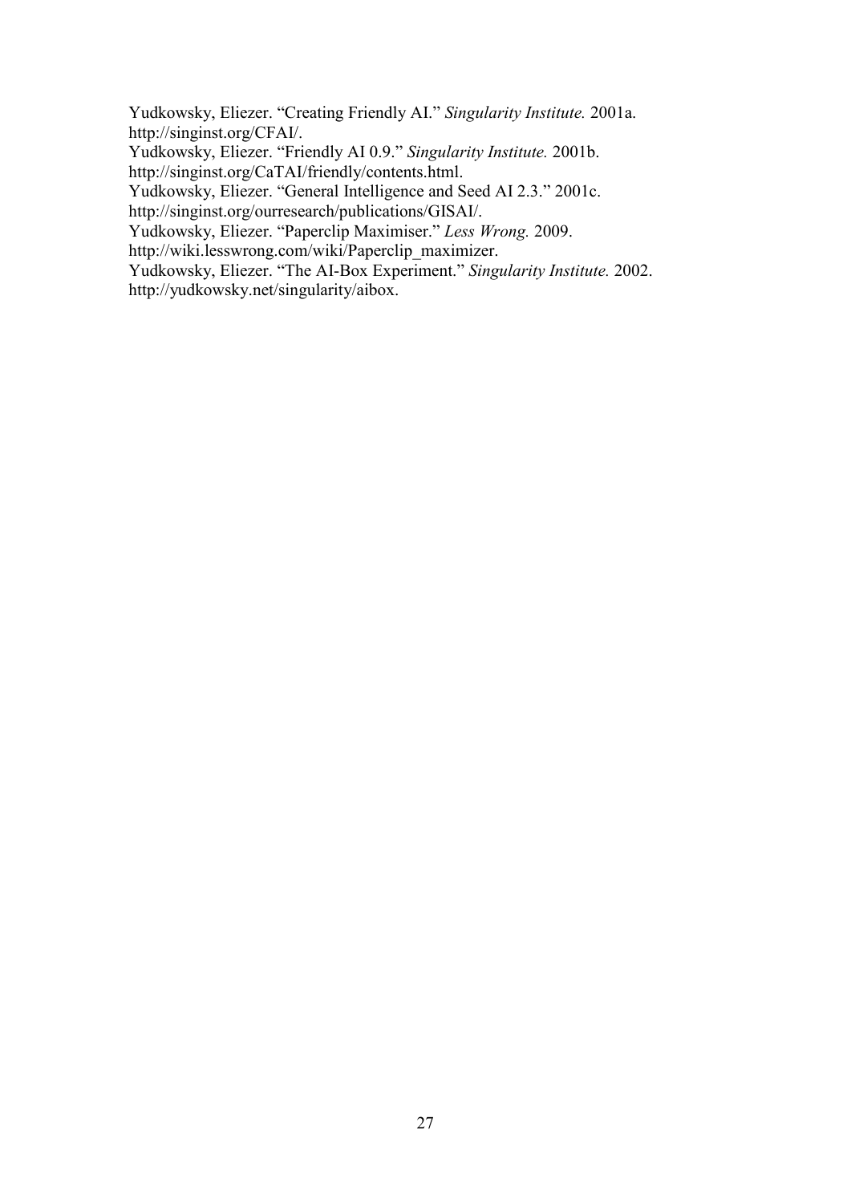Yudkowsky, Eliezer. "Creating Friendly AI." *Singularity Institute.* 2001a. http://singinst.org/CFAI/.

Yudkowsky, Eliezer. "Friendly AI 0.9." *Singularity Institute.* 2001b. http://singinst.org/CaTAI/friendly/contents.html.

Yudkowsky, Eliezer. "General Intelligence and Seed AI 2.3." 2001c. http://singinst.org/ourresearch/publications/GISAI/.

Yudkowsky, Eliezer. "Paperclip Maximiser." *Less Wrong.* 2009. http://wiki.lesswrong.com/wiki/Paperclip_maximizer.

Yudkowsky, Eliezer. "The AI-Box Experiment." *Singularity Institute.* 2002. http://yudkowsky.net/singularity/aibox.